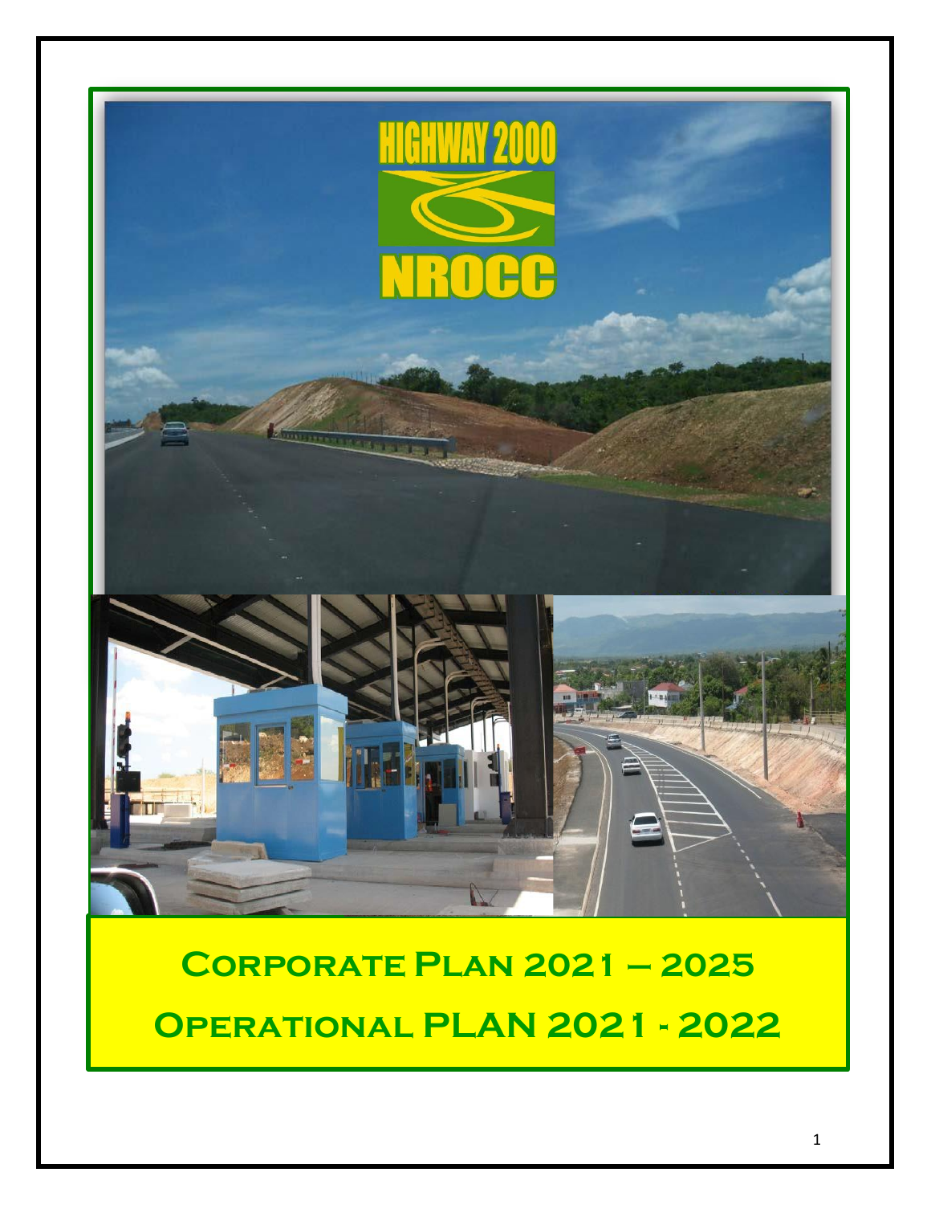HIGHWAY 2000

NROCC

# Corporate Plan 2021 – 2025

# Operational PLAN 2021 - 2022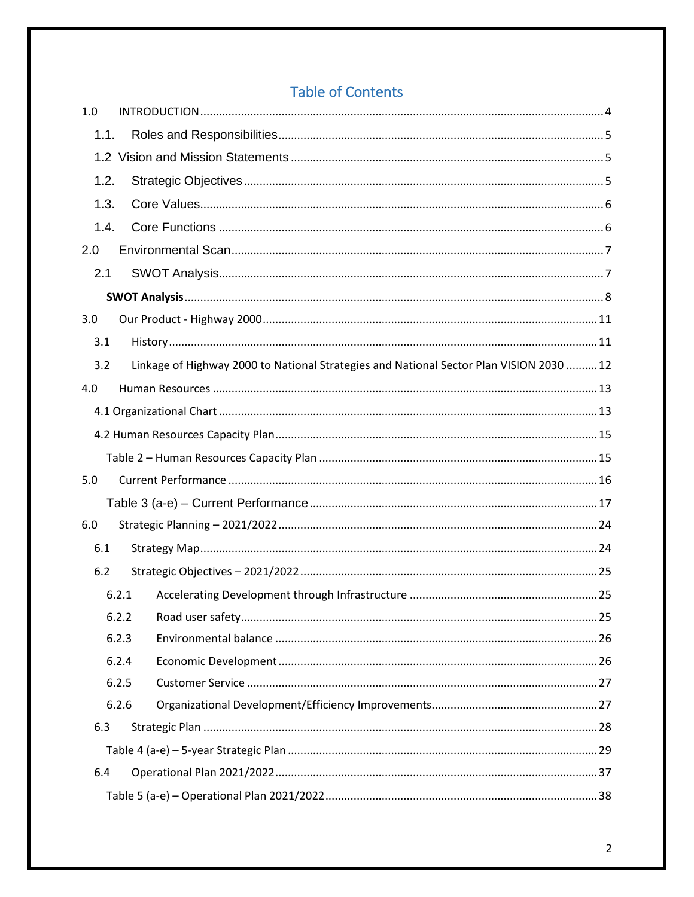# Table of Contents

1.0 INTRODUCTION ........ 4

1.1. Roles and Responsibilities ........ 5

1.2 Vision and Mission Statements ........ 5

1.2. Strategic Objectives ........ 5

1.3. Core Values ........ 6

1.4. Core Functions ........ 6

2.0 Environmental Scan ........ 7

2.1 SWOT Analysis ........ 7

**SWOT Analysis** ........ 8

3.0 Our Product - Highway 2000 ........ 11

3.1 History ........ 11

3.2 Linkage of Highway 2000 to National Strategies and National Sector Plan VISION 2030 ........ 12

4.0 Human Resources ........ 13

4.1 Organizational Chart ........ 13

4.2 Human Resources Capacity Plan ........ 15

Table 2 – Human Resources Capacity Plan ........ 15

5.0 Current Performance ........ 16

Table 3 (a-e) – Current Performance ........ 17

6.0 Strategic Planning – 2021/2022 ........ 24

6.1 Strategy Map ........ 24

6.2 Strategic Objectives – 2021/2022 ........ 25

6.2.1 Accelerating Development through Infrastructure ........ 25

6.2.2 Road user safety ........ 25

6.2.3 Environmental balance ........ 26

6.2.4 Economic Development ........ 26

6.2.5 Customer Service ........ 27

6.2.6 Organizational Development/Efficiency Improvements ........ 27

6.3 Strategic Plan ........ 28

Table 4 (a-e) – 5-year Strategic Plan ........ 29

6.4 Operational Plan 2021/2022 ........ 37

Table 5 (a-e) – Operational Plan 2021/2022 ........ 38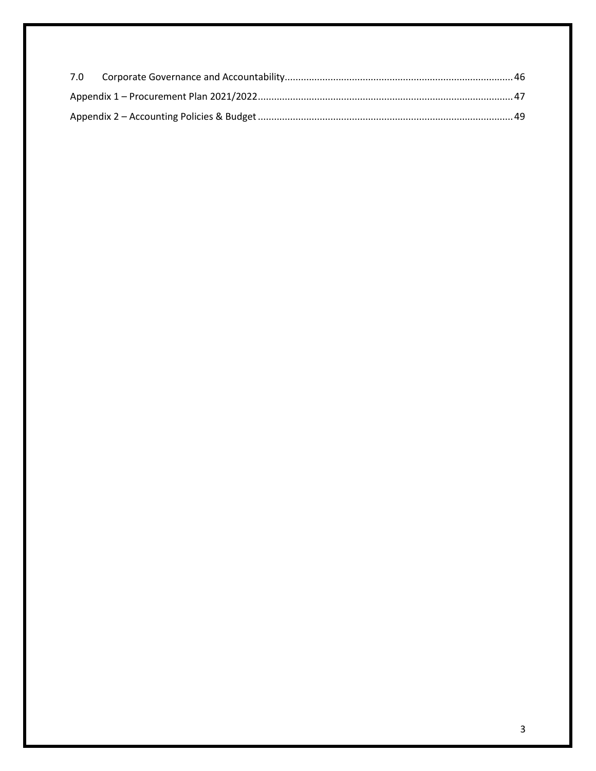7.0 Corporate Governance and Accountability ........................................................................ 46

Appendix 1 – Procurement Plan 2021/2022 ........................................................................ 47

Appendix 2 – Accounting Policies & Budget ........................................................................ 49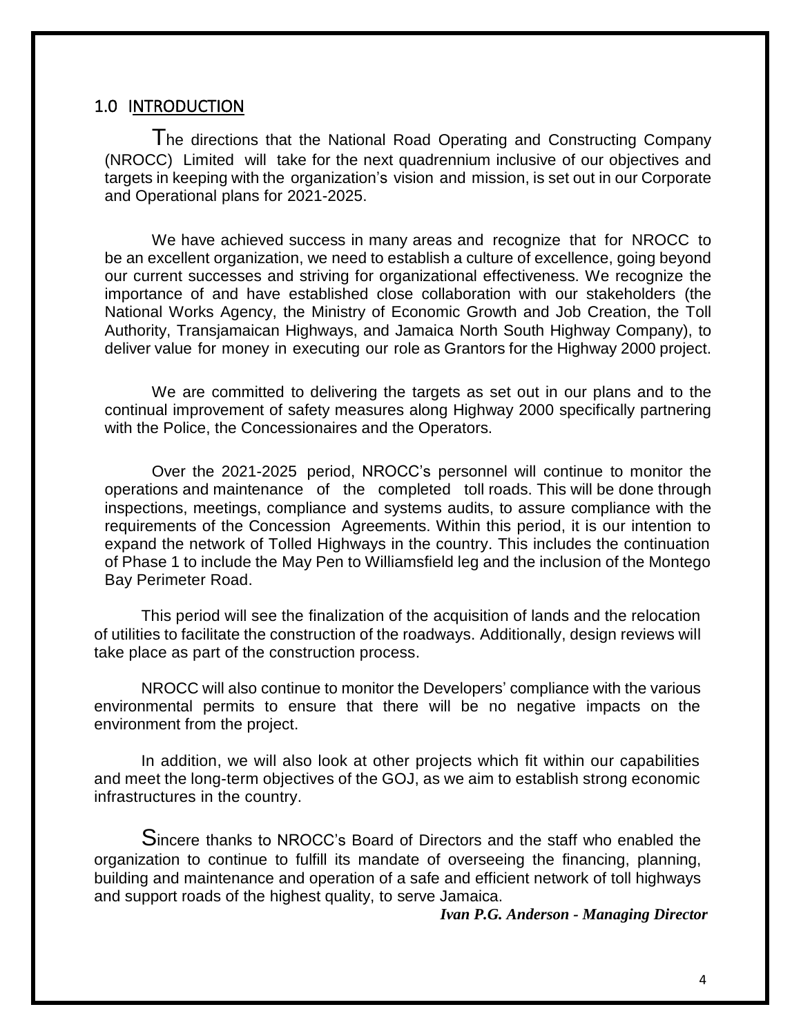## 1.0 INTRODUCTION

The directions that the National Road Operating and Constructing Company (NROCC) Limited will take for the next quadrennium inclusive of our objectives and targets in keeping with the organization's vision and mission, is set out in our Corporate and Operational plans for 2021-2025.

We have achieved success in many areas and recognize that for NROCC to be an excellent organization, we need to establish a culture of excellence, going beyond our current successes and striving for organizational effectiveness. We recognize the importance of and have established close collaboration with our stakeholders (the National Works Agency, the Ministry of Economic Growth and Job Creation, the Toll Authority, Transjamaican Highways, and Jamaica North South Highway Company), to deliver value for money in executing our role as Grantors for the Highway 2000 project.

We are committed to delivering the targets as set out in our plans and to the continual improvement of safety measures along Highway 2000 specifically partnering with the Police, the Concessionaires and the Operators.

Over the 2021-2025 period, NROCC's personnel will continue to monitor the operations and maintenance of the completed toll roads. This will be done through inspections, meetings, compliance and systems audits, to assure compliance with the requirements of the Concession Agreements. Within this period, it is our intention to expand the network of Tolled Highways in the country. This includes the continuation of Phase 1 to include the May Pen to Williamsfield leg and the inclusion of the Montego Bay Perimeter Road.

This period will see the finalization of the acquisition of lands and the relocation of utilities to facilitate the construction of the roadways. Additionally, design reviews will take place as part of the construction process.

NROCC will also continue to monitor the Developers' compliance with the various environmental permits to ensure that there will be no negative impacts on the environment from the project.

In addition, we will also look at other projects which fit within our capabilities and meet the long-term objectives of the GOJ, as we aim to establish strong economic infrastructures in the country.

Sincere thanks to NROCC's Board of Directors and the staff who enabled the organization to continue to fulfill its mandate of overseeing the financing, planning, building and maintenance and operation of a safe and efficient network of toll highways and support roads of the highest quality, to serve Jamaica.

***Ivan P.G. Anderson - Managing Director***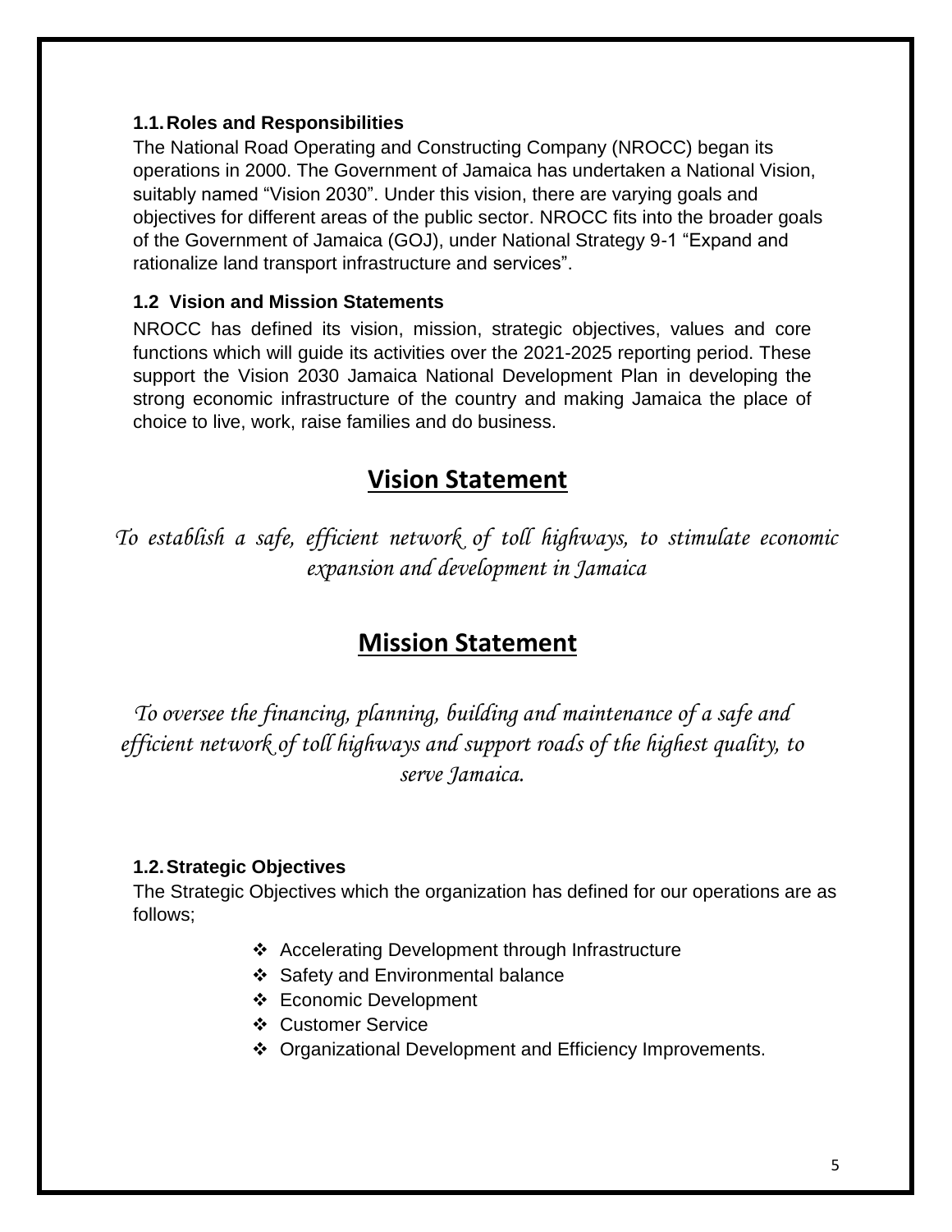### 1.1. Roles and Responsibilities

The National Road Operating and Constructing Company (NROCC) began its operations in 2000. The Government of Jamaica has undertaken a National Vision, suitably named "Vision 2030". Under this vision, there are varying goals and objectives for different areas of the public sector. NROCC fits into the broader goals of the Government of Jamaica (GOJ), under National Strategy 9-1 "Expand and rationalize land transport infrastructure and services".

### 1.2 Vision and Mission Statements

NROCC has defined its vision, mission, strategic objectives, values and core functions which will guide its activities over the 2021-2025 reporting period. These support the Vision 2030 Jamaica National Development Plan in developing the strong economic infrastructure of the country and making Jamaica the place of choice to live, work, raise families and do business.

## Vision Statement

*To establish a safe, efficient network of toll highways, to stimulate economic expansion and development in Jamaica*

## Mission Statement

*To oversee the financing, planning, building and maintenance of a safe and efficient network of toll highways and support roads of the highest quality, to serve Jamaica.*

### 1.2. Strategic Objectives

The Strategic Objectives which the organization has defined for our operations are as follows;

- Accelerating Development through Infrastructure
- Safety and Environmental balance
- Economic Development
- Customer Service
- Organizational Development and Efficiency Improvements.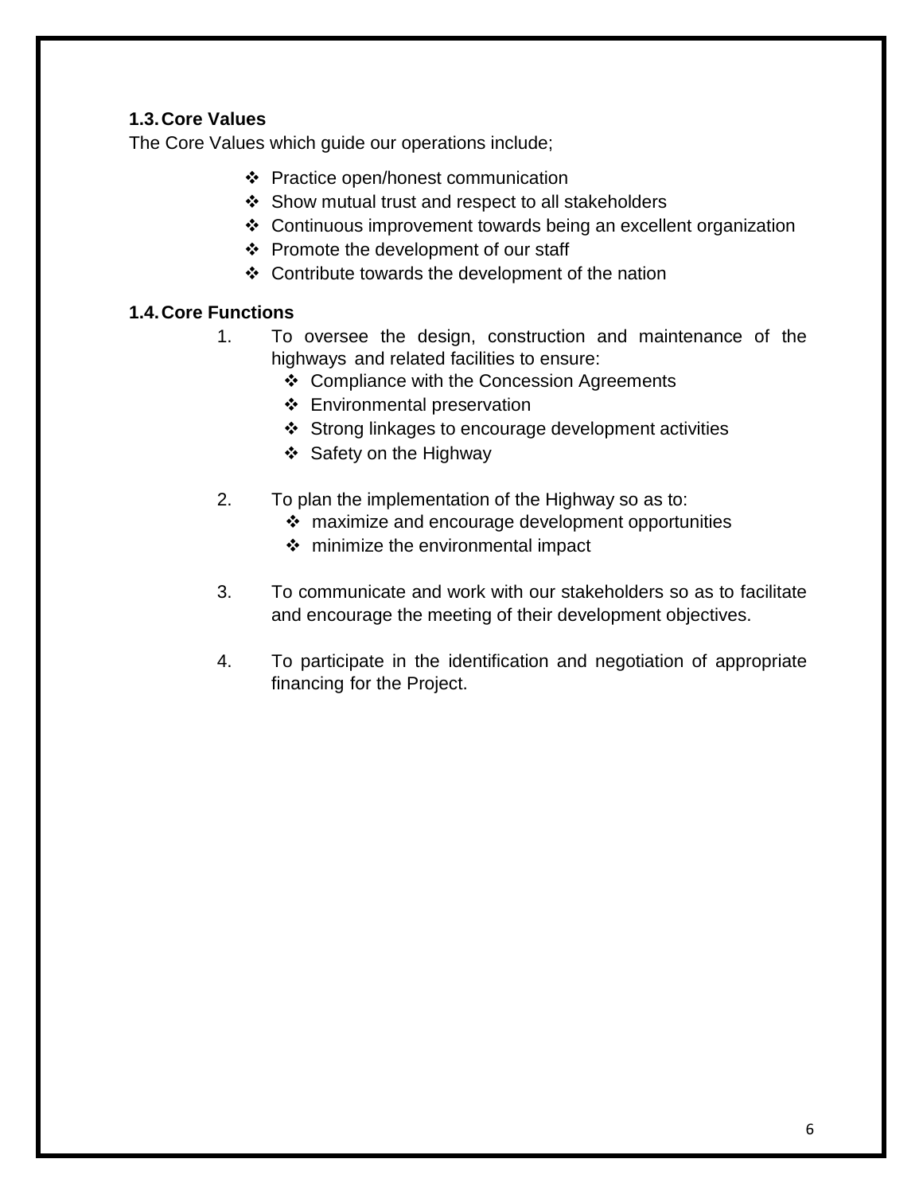### 1.3. Core Values

The Core Values which guide our operations include;

- Practice open/honest communication
- Show mutual trust and respect to all stakeholders
- Continuous improvement towards being an excellent organization
- Promote the development of our staff
- Contribute towards the development of the nation

### 1.4. Core Functions

1. To oversee the design, construction and maintenance of the highways and related facilities to ensure:
   - Compliance with the Concession Agreements
   - Environmental preservation
   - Strong linkages to encourage development activities
   - Safety on the Highway

2. To plan the implementation of the Highway so as to:
   - maximize and encourage development opportunities
   - minimize the environmental impact

3. To communicate and work with our stakeholders so as to facilitate and encourage the meeting of their development objectives.

4. To participate in the identification and negotiation of appropriate financing for the Project.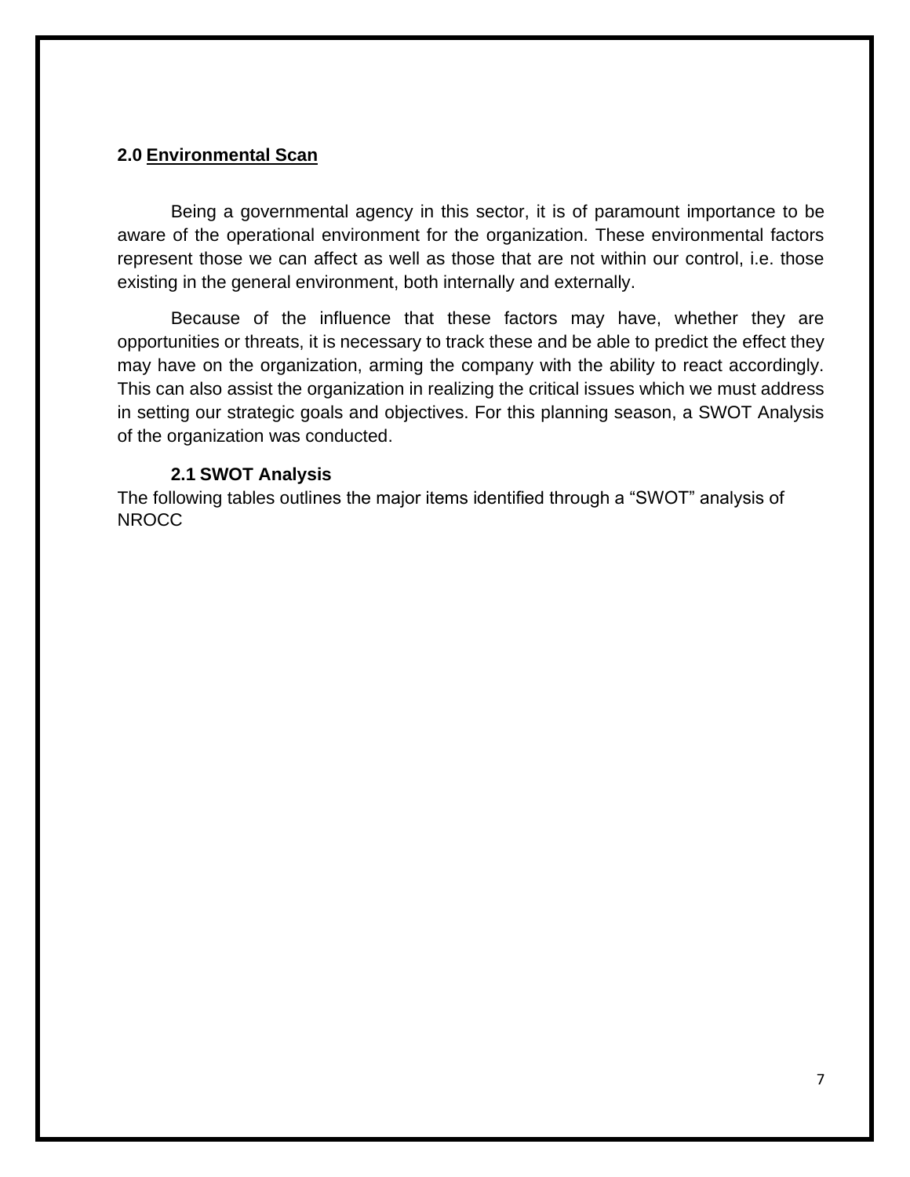## 2.0 Environmental Scan

Being a governmental agency in this sector, it is of paramount importance to be aware of the operational environment for the organization. These environmental factors represent those we can affect as well as those that are not within our control, i.e. those existing in the general environment, both internally and externally.

Because of the influence that these factors may have, whether they are opportunities or threats, it is necessary to track these and be able to predict the effect they may have on the organization, arming the company with the ability to react accordingly. This can also assist the organization in realizing the critical issues which we must address in setting our strategic goals and objectives. For this planning season, a SWOT Analysis of the organization was conducted.

### 2.1 SWOT Analysis

The following tables outlines the major items identified through a "SWOT" analysis of NROCC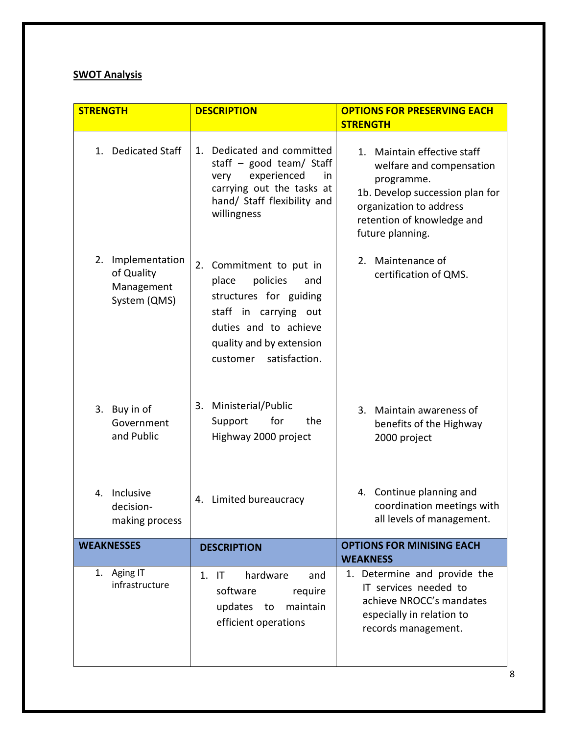**SWOT Analysis**

| STRENGTH | DESCRIPTION | OPTIONS FOR PRESERVING EACH STRENGTH |
|---|---|---|
| 1. Dedicated Staff | 1. Dedicated and committed staff – good team/ Staff very experienced in carrying out the tasks at hand/ Staff flexibility and willingness | 1. Maintain effective staff welfare and compensation programme.<br>1b. Develop succession plan for organization to address retention of knowledge and future planning. |
| 2. Implementation of Quality Management System (QMS) | 2. Commitment to put in place policies and structures for guiding staff in carrying out duties and to achieve quality and by extension customer satisfaction. | 2. Maintenance of certification of QMS. |
| 3. Buy in of Government and Public | 3. Ministerial/Public Support for the Highway 2000 project | 3. Maintain awareness of benefits of the Highway 2000 project |
| 4. Inclusive decision-making process | 4. Limited bureaucracy | 4. Continue planning and coordination meetings with all levels of management. |
| **WEAKNESSES** | **DESCRIPTION** | **OPTIONS FOR MINISING EACH WEAKNESS** |
| 1. Aging IT infrastructure | 1. IT hardware and software require updates to maintain efficient operations | 1. Determine and provide the IT services needed to achieve NROCC's mandates especially in relation to records management. |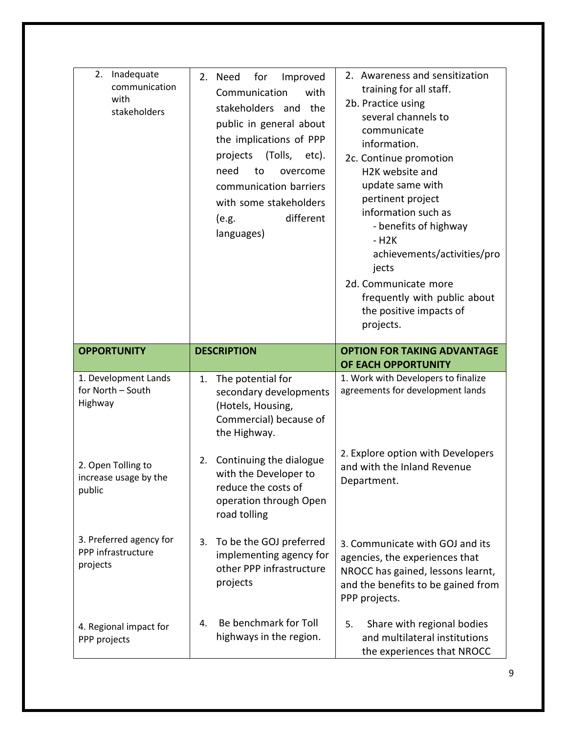| 2. Inadequate communication with stakeholders | 2. Need for Improved Communication with stakeholders and the public in general about the implications of PPP projects (Tolls, etc). need to overcome communication barriers with some stakeholders (e.g. different languages) | 2. Awareness and sensitization training for all staff.<br>2b. Practice using several channels to communicate information.<br>2c. Continue promotion H2K website and update same with pertinent project information such as<br>- benefits of highway<br>- H2K achievements/activities/projects<br>2d. Communicate more frequently with public about the positive impacts of projects. |
|---|---|---|
| **OPPORTUNITY** | **DESCRIPTION** | **OPTION FOR TAKING ADVANTAGE OF EACH OPPORTUNITY** |
| 1. Development Lands for North – South Highway | 1. The potential for secondary developments (Hotels, Housing, Commercial) because of the Highway. | 1. Work with Developers to finalize agreements for development lands |
| 2. Open Tolling to increase usage by the public | 2. Continuing the dialogue with the Developer to reduce the costs of operation through Open road tolling | 2. Explore option with Developers and with the Inland Revenue Department. |
| 3. Preferred agency for PPP infrastructure projects | 3. To be the GOJ preferred implementing agency for other PPP infrastructure projects | 3. Communicate with GOJ and its agencies, the experiences that NROCC has gained, lessons learnt, and the benefits to be gained from PPP projects. |
| 4. Regional impact for PPP projects | 4. Be benchmark for Toll highways in the region. | 5. Share with regional bodies and multilateral institutions the experiences that NROCC |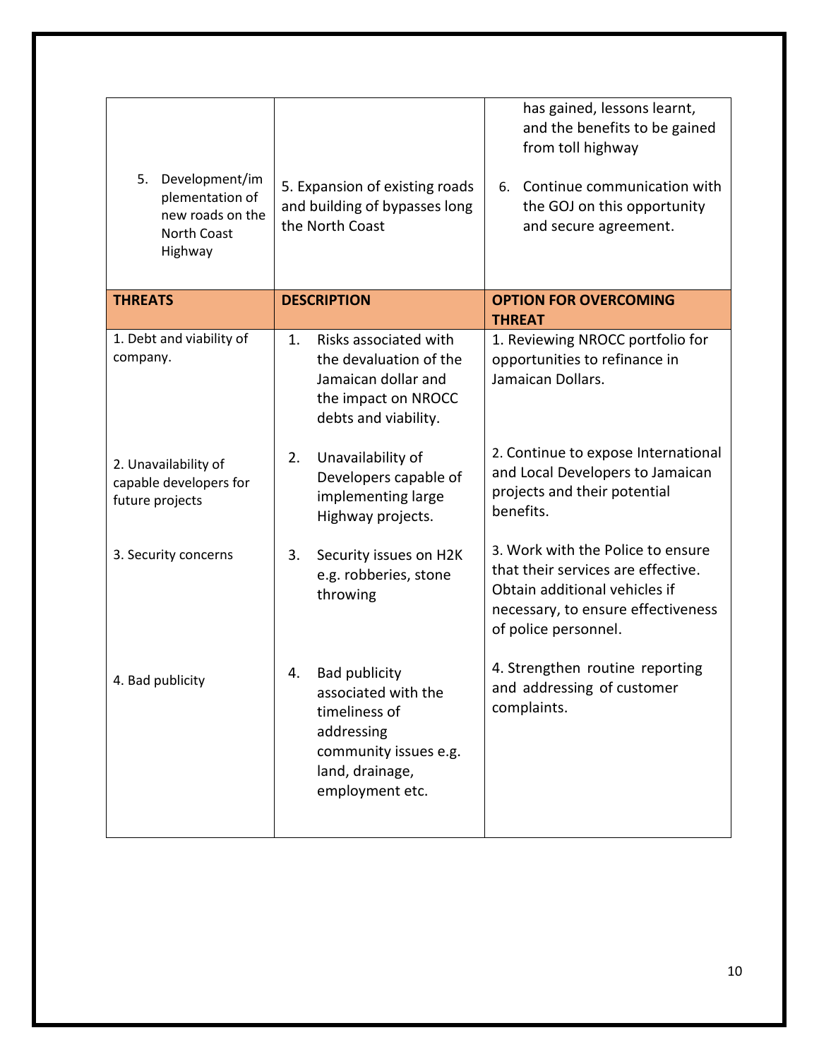| | | |
|---|---|---|
| | | has gained, lessons learnt, and the benefits to be gained from toll highway |
| 5. Development/implementation of new roads on the North Coast Highway | 5. Expansion of existing roads and building of bypasses long the North Coast | 6. Continue communication with the GOJ on this opportunity and secure agreement. |
| **THREATS** | **DESCRIPTION** | **OPTION FOR OVERCOMING THREAT** |
| 1. Debt and viability of company. | 1. Risks associated with the devaluation of the Jamaican dollar and the impact on NROCC debts and viability. | 1. Reviewing NROCC portfolio for opportunities to refinance in Jamaican Dollars. |
| 2. Unavailability of capable developers for future projects | 2. Unavailability of Developers capable of implementing large Highway projects. | 2. Continue to expose International and Local Developers to Jamaican projects and their potential benefits. |
| 3. Security concerns | 3. Security issues on H2K e.g. robberies, stone throwing | 3. Work with the Police to ensure that their services are effective. Obtain additional vehicles if necessary, to ensure effectiveness of police personnel. |
| 4. Bad publicity | 4. Bad publicity associated with the timeliness of addressing community issues e.g. land, drainage, employment etc. | 4. Strengthen routine reporting and addressing of customer complaints. |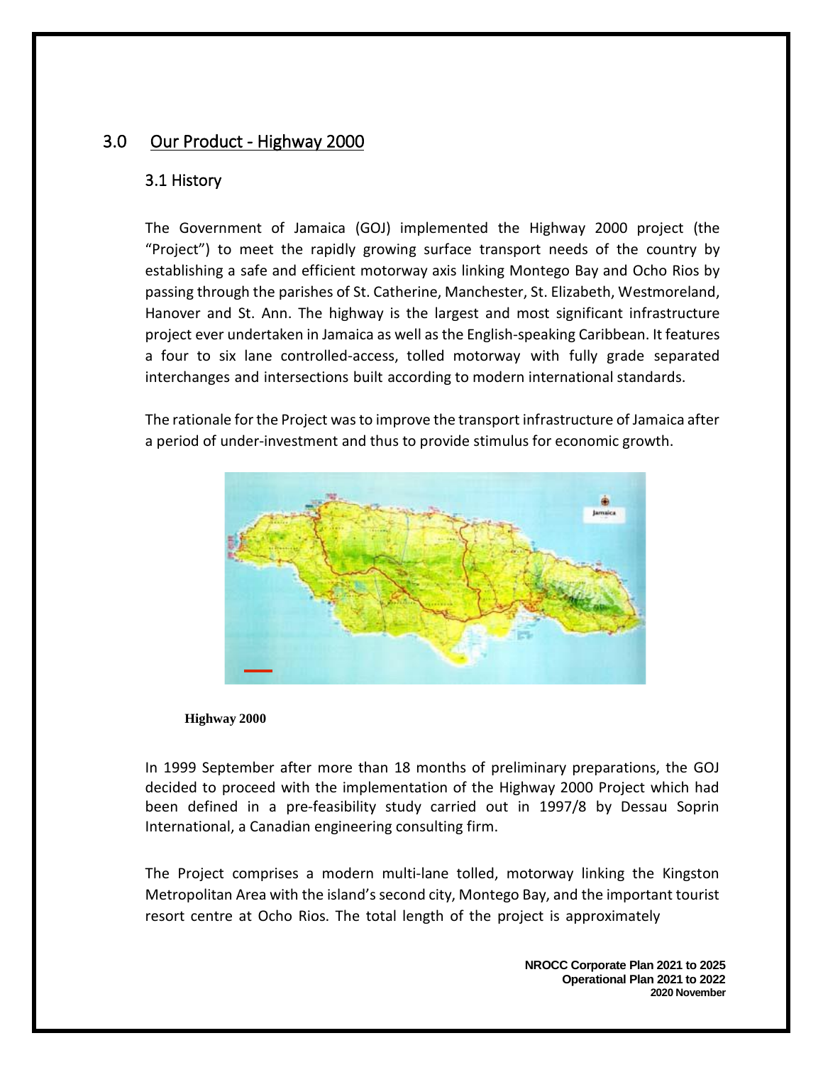## 3.0 Our Product - Highway 2000

### 3.1 History

The Government of Jamaica (GOJ) implemented the Highway 2000 project (the "Project") to meet the rapidly growing surface transport needs of the country by establishing a safe and efficient motorway axis linking Montego Bay and Ocho Rios by passing through the parishes of St. Catherine, Manchester, St. Elizabeth, Westmoreland, Hanover and St. Ann. The highway is the largest and most significant infrastructure project ever undertaken in Jamaica as well as the English-speaking Caribbean. It features a four to six lane controlled-access, tolled motorway with fully grade separated interchanges and intersections built according to modern international standards.

The rationale for the Project was to improve the transport infrastructure of Jamaica after a period of under-investment and thus to provide stimulus for economic growth.

**Highway 2000**

In 1999 September after more than 18 months of preliminary preparations, the GOJ decided to proceed with the implementation of the Highway 2000 Project which had been defined in a pre-feasibility study carried out in 1997/8 by Dessau Soprin International, a Canadian engineering consulting firm.

The Project comprises a modern multi-lane tolled, motorway linking the Kingston Metropolitan Area with the island's second city, Montego Bay, and the important tourist resort centre at Ocho Rios. The total length of the project is approximately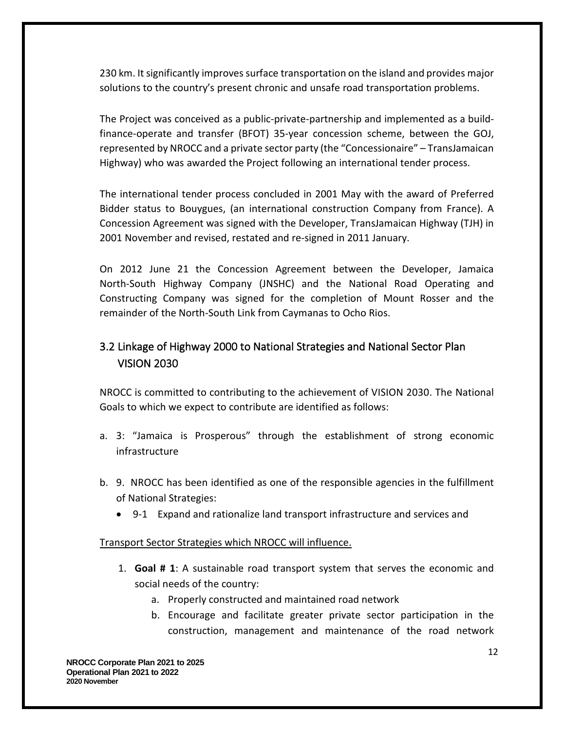230 km. It significantly improves surface transportation on the island and provides major solutions to the country's present chronic and unsafe road transportation problems.

The Project was conceived as a public-private-partnership and implemented as a build-finance-operate and transfer (BFOT) 35-year concession scheme, between the GOJ, represented by NROCC and a private sector party (the "Concessionaire" – TransJamaican Highway) who was awarded the Project following an international tender process.

The international tender process concluded in 2001 May with the award of Preferred Bidder status to Bouygues, (an international construction Company from France). A Concession Agreement was signed with the Developer, TransJamaican Highway (TJH) in 2001 November and revised, restated and re-signed in 2011 January.

On 2012 June 21 the Concession Agreement between the Developer, Jamaica North-South Highway Company (JNSHC) and the National Road Operating and Constructing Company was signed for the completion of Mount Rosser and the remainder of the North-South Link from Caymanas to Ocho Rios.

## 3.2 Linkage of Highway 2000 to National Strategies and National Sector Plan VISION 2030

NROCC is committed to contributing to the achievement of VISION 2030. The National Goals to which we expect to contribute are identified as follows:

a. 3: "Jamaica is Prosperous" through the establishment of strong economic infrastructure

b. 9. NROCC has been identified as one of the responsible agencies in the fulfillment of National Strategies:
   - 9-1 Expand and rationalize land transport infrastructure and services and

Transport Sector Strategies which NROCC will influence.

1. **Goal # 1**: A sustainable road transport system that serves the economic and social needs of the country:
   a. Properly constructed and maintained road network
   b. Encourage and facilitate greater private sector participation in the construction, management and maintenance of the road network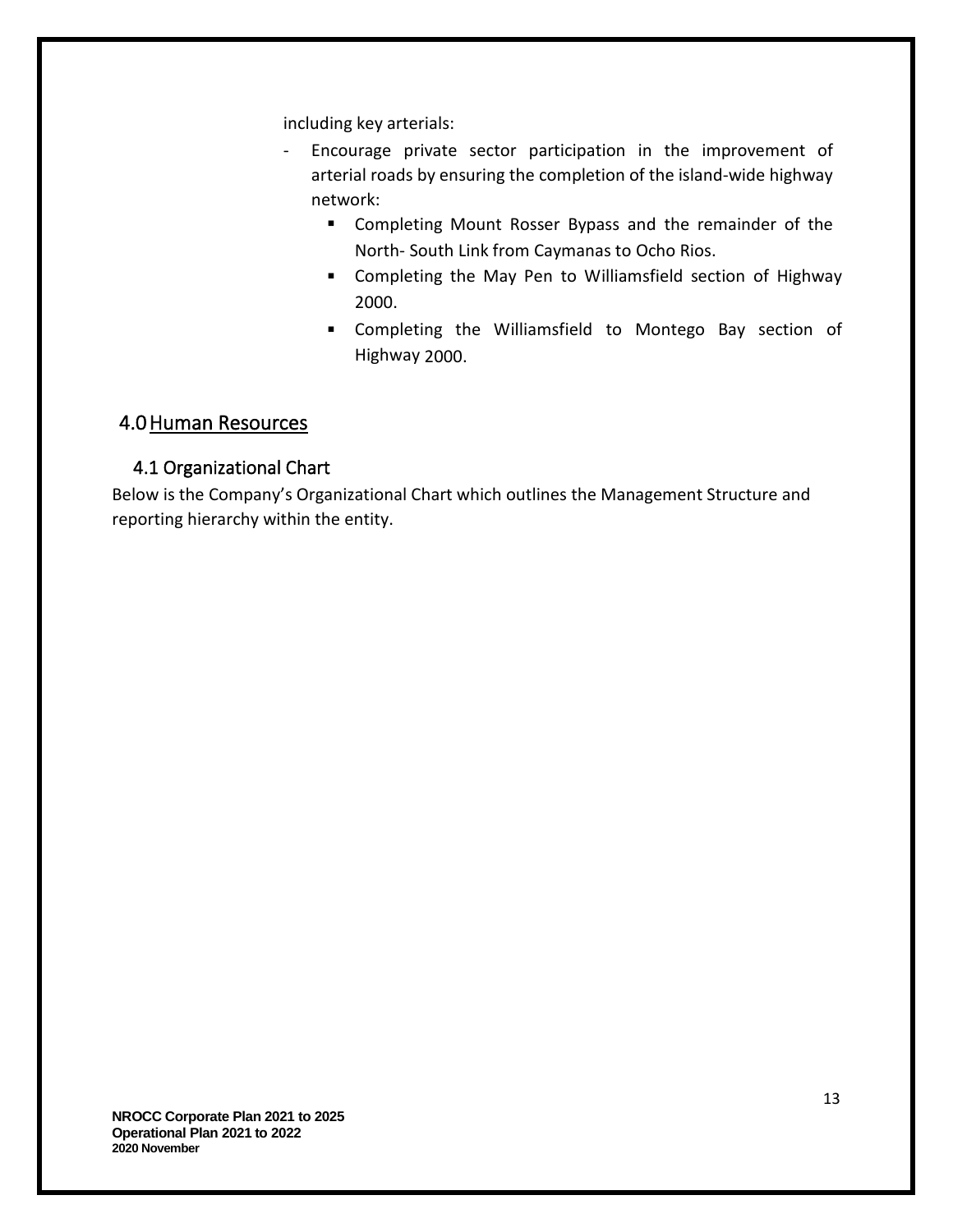including key arterials:

- Encourage private sector participation in the improvement of arterial roads by ensuring the completion of the island-wide highway network:
    - Completing Mount Rosser Bypass and the remainder of the North- South Link from Caymanas to Ocho Rios.
    - Completing the May Pen to Williamsfield section of Highway 2000.
    - Completing the Williamsfield to Montego Bay section of Highway 2000.

# 4.0 Human Resources

## 4.1 Organizational Chart

Below is the Company's Organizational Chart which outlines the Management Structure and reporting hierarchy within the entity.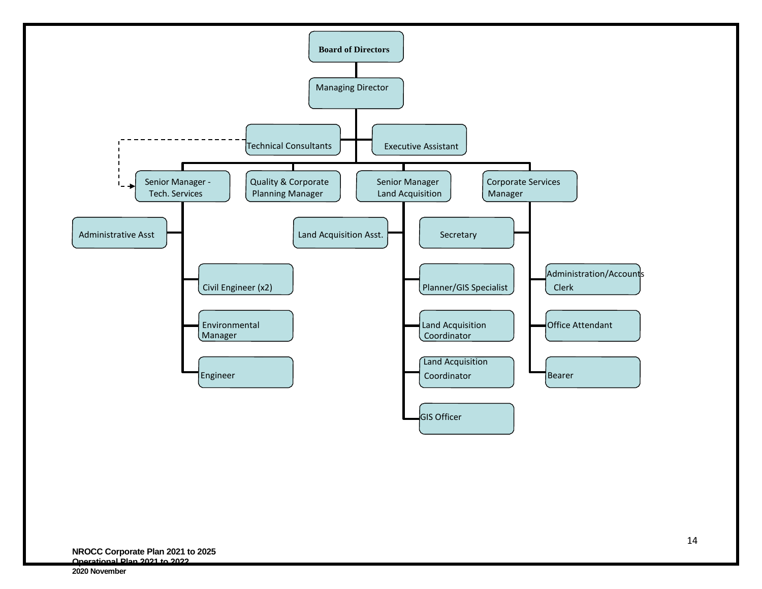- **Board of Directors**
  - Managing Director
    - Technical Consultants (dotted-line link to Senior Manager - Tech. Services)
    - Executive Assistant
    - Senior Manager - Tech. Services
      - Administrative Asst
      - Civil Engineer (x2)
      - Environmental Manager
      - Engineer
    - Quality & Corporate Planning Manager
    - Senior Manager Land Acquisition
      - Land Acquisition Asst.
      - Planner/GIS Specialist
      - Land Acquisition Coordinator
      - Land Acquisition Coordinator
      - GIS Officer
    - Corporate Services Manager
      - Secretary
      - Administration/Accounts Clerk
      - Office Attendant
      - Bearer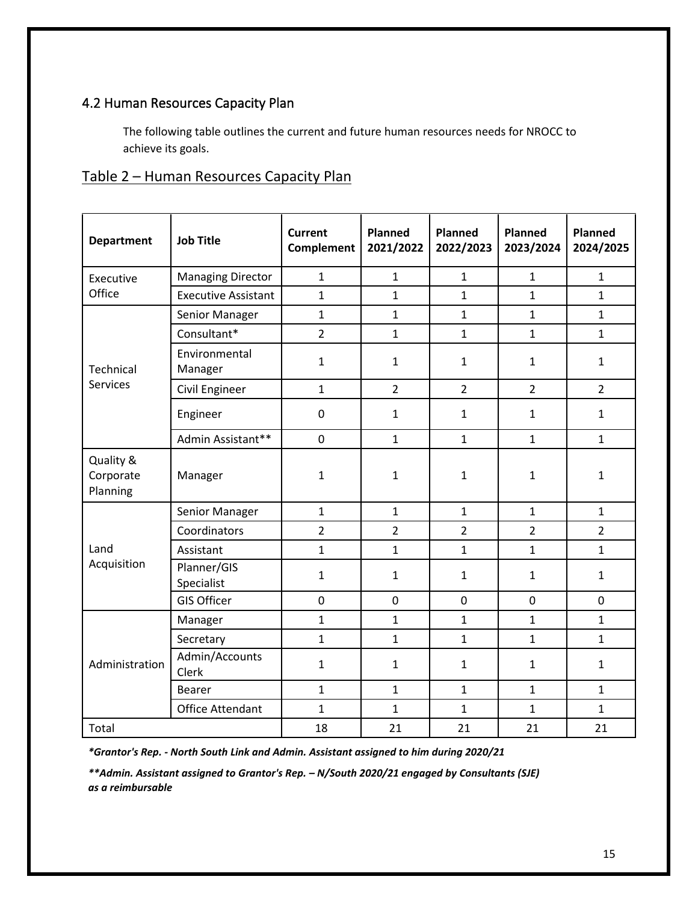## 4.2 Human Resources Capacity Plan

The following table outlines the current and future human resources needs for NROCC to achieve its goals.

## Table 2 – Human Resources Capacity Plan

| Department | Job Title | Current Complement | Planned 2021/2022 | Planned 2022/2023 | Planned 2023/2024 | Planned 2024/2025 |
|---|---|---|---|---|---|---|
| Executive Office | Managing Director | 1 | 1 | 1 | 1 | 1 |
| | Executive Assistant | 1 | 1 | 1 | 1 | 1 |
| Technical Services | Senior Manager | 1 | 1 | 1 | 1 | 1 |
| | Consultant* | 2 | 1 | 1 | 1 | 1 |
| | Environmental Manager | 1 | 1 | 1 | 1 | 1 |
| | Civil Engineer | 1 | 2 | 2 | 2 | 2 |
| | Engineer | 0 | 1 | 1 | 1 | 1 |
| | Admin Assistant** | 0 | 1 | 1 | 1 | 1 |
| Quality & Corporate Planning | Manager | 1 | 1 | 1 | 1 | 1 |
| Land Acquisition | Senior Manager | 1 | 1 | 1 | 1 | 1 |
| | Coordinators | 2 | 2 | 2 | 2 | 2 |
| | Assistant | 1 | 1 | 1 | 1 | 1 |
| | Planner/GIS Specialist | 1 | 1 | 1 | 1 | 1 |
| | GIS Officer | 0 | 0 | 0 | 0 | 0 |
| Administration | Manager | 1 | 1 | 1 | 1 | 1 |
| | Secretary | 1 | 1 | 1 | 1 | 1 |
| | Admin/Accounts Clerk | 1 | 1 | 1 | 1 | 1 |
| | Bearer | 1 | 1 | 1 | 1 | 1 |
| | Office Attendant | 1 | 1 | 1 | 1 | 1 |
| Total | | 18 | 21 | 21 | 21 | 21 |

***Grantor's Rep. - North South Link and Admin. Assistant assigned to him during 2020/21***

*****Admin. Assistant assigned to Grantor's Rep. – N/South 2020/21 engaged by Consultants (SJE) as a reimbursable***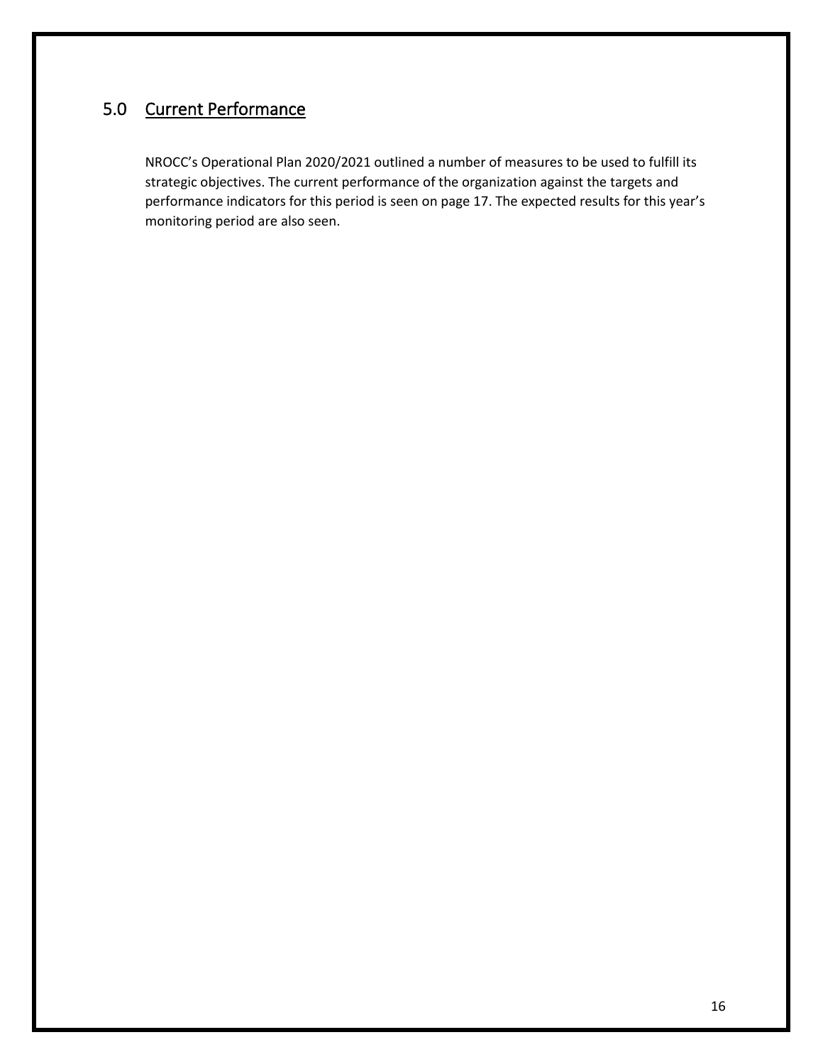## 5.0 Current Performance

NROCC's Operational Plan 2020/2021 outlined a number of measures to be used to fulfill its strategic objectives. The current performance of the organization against the targets and performance indicators for this period is seen on page 17. The expected results for this year's monitoring period are also seen.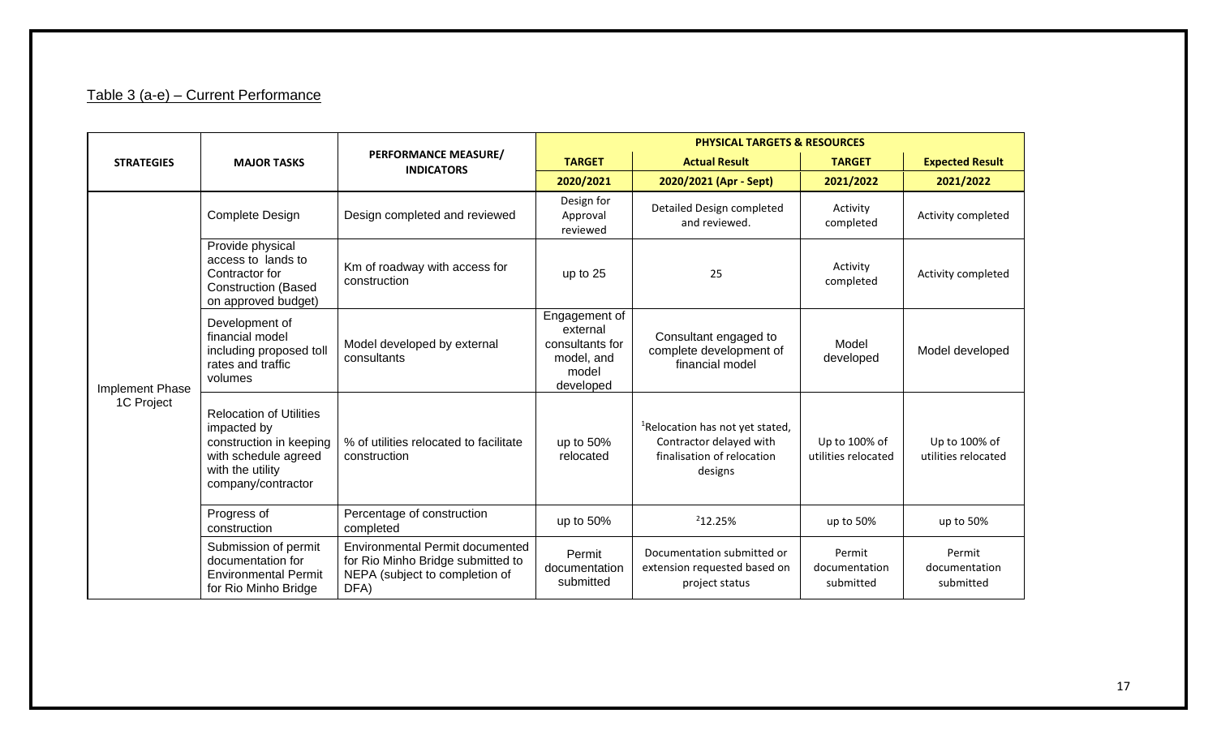Table 3 (a-e) – Current Performance

| STRATEGIES | MAJOR TASKS | PERFORMANCE MEASURE/ INDICATORS | PHYSICAL TARGETS & RESOURCES | | | |
|---|---|---|---|---|---|---|
| | | | TARGET | Actual Result | TARGET | Expected Result |
| | | | 2020/2021 | 2020/2021 (Apr - Sept) | 2021/2022 | 2021/2022 |
| Implement Phase 1C Project | Complete Design | Design completed and reviewed | Design for Approval reviewed | Detailed Design completed and reviewed. | Activity completed | Activity completed |
| | Provide physical access to lands to Contractor for Construction (Based on approved budget) | Km of roadway with access for construction | up to 25 | 25 | Activity completed | Activity completed |
| | Development of financial model including proposed toll rates and traffic volumes | Model developed by external consultants | Engagement of external consultants for model, and model developed | Consultant engaged to complete development of financial model | Model developed | Model developed |
| | Relocation of Utilities impacted by construction in keeping with schedule agreed with the utility company/contractor | % of utilities relocated to facilitate construction | up to 50% relocated | [1]Relocation has not yet stated, Contractor delayed with finalisation of relocation designs | Up to 100% of utilities relocated | Up to 100% of utilities relocated |
| | Progress of construction | Percentage of construction completed | up to 50% | [2]12.25% | up to 50% | up to 50% |
| | Submission of permit documentation for Environmental Permit for Rio Minho Bridge | Environmental Permit documented for Rio Minho Bridge submitted to NEPA (subject to completion of DFA) | Permit documentation submitted | Documentation submitted or extension requested based on project status | Permit documentation submitted | Permit documentation submitted |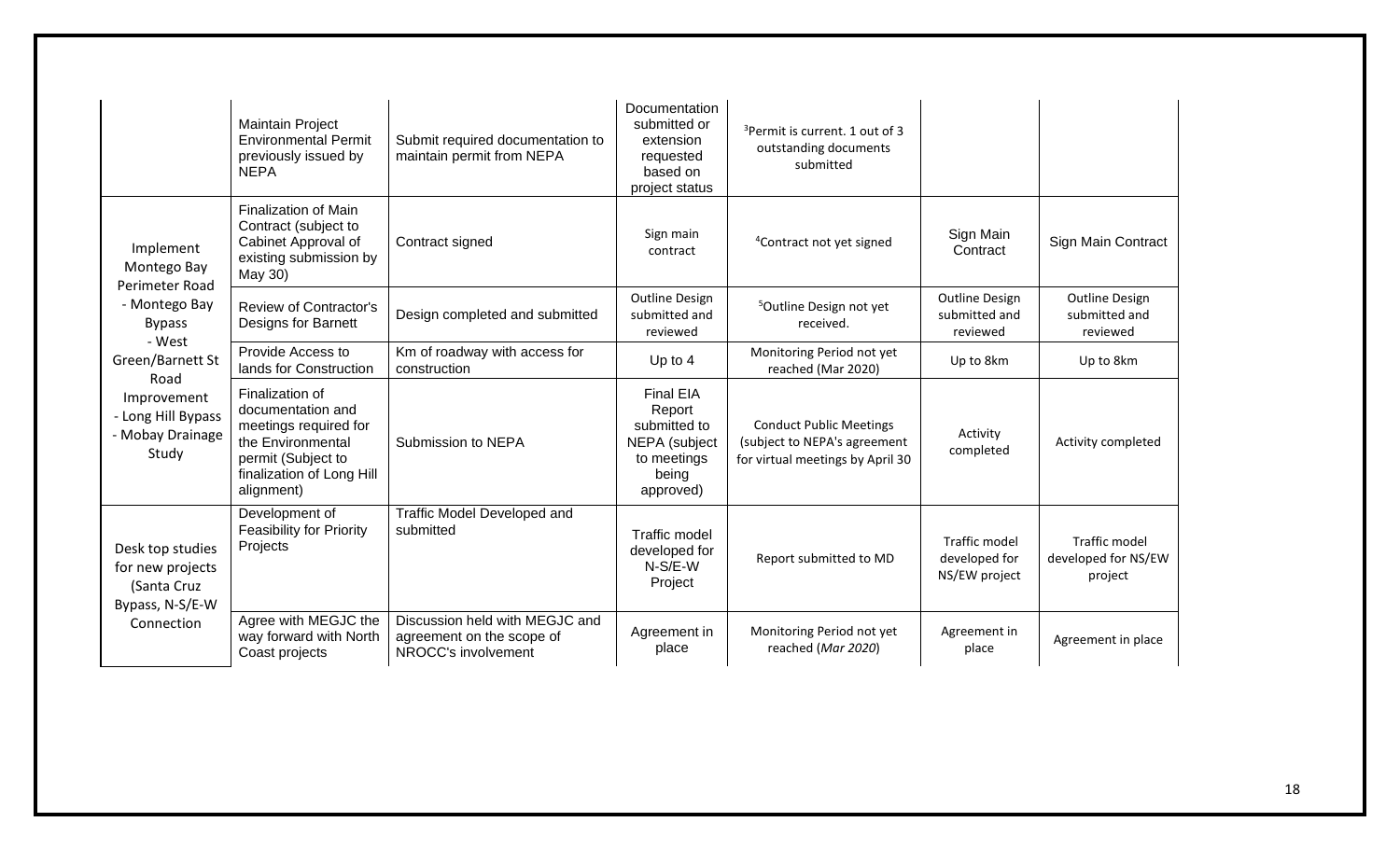| | | | | | | |
|---|---|---|---|---|---|---|
| | Maintain Project Environmental Permit previously issued by NEPA | Submit required documentation to maintain permit from NEPA | Documentation submitted or extension requested based on project status | [3]Permit is current. 1 out of 3 outstanding documents submitted | | |
| Implement Montego Bay Perimeter Road - Montego Bay Bypass - West Green/Barnett St Road Improvement - Long Hill Bypass - Mobay Drainage Study | Finalization of Main Contract (subject to Cabinet Approval of existing submission by May 30) | Contract signed | Sign main contract | [4]Contract not yet signed | Sign Main Contract | Sign Main Contract |
| | Review of Contractor's Designs for Barnett | Design completed and submitted | Outline Design submitted and reviewed | [5]Outline Design not yet received. | Outline Design submitted and reviewed | Outline Design submitted and reviewed |
| | Provide Access to lands for Construction | Km of roadway with access for construction | Up to 4 | Monitoring Period not yet reached (Mar 2020) | Up to 8km | Up to 8km |
| | Finalization of documentation and meetings required for the Environmental permit (Subject to finalization of Long Hill alignment) | Submission to NEPA | Final EIA Report submitted to NEPA (subject to meetings being approved) | Conduct Public Meetings (subject to NEPA's agreement for virtual meetings by April 30 | Activity completed | Activity completed |
| Desk top studies for new projects (Santa Cruz Bypass, N-S/E-W Connection | Development of Feasibility for Priority Projects | Traffic Model Developed and submitted | Traffic model developed for N-S/E-W Project | Report submitted to MD | Traffic model developed for NS/EW project | Traffic model developed for NS/EW project |
| | Agree with MEGJC the way forward with North Coast projects | Discussion held with MEGJC and agreement on the scope of NROCC's involvement | Agreement in place | Monitoring Period not yet reached (*Mar 2020*) | Agreement in place | Agreement in place |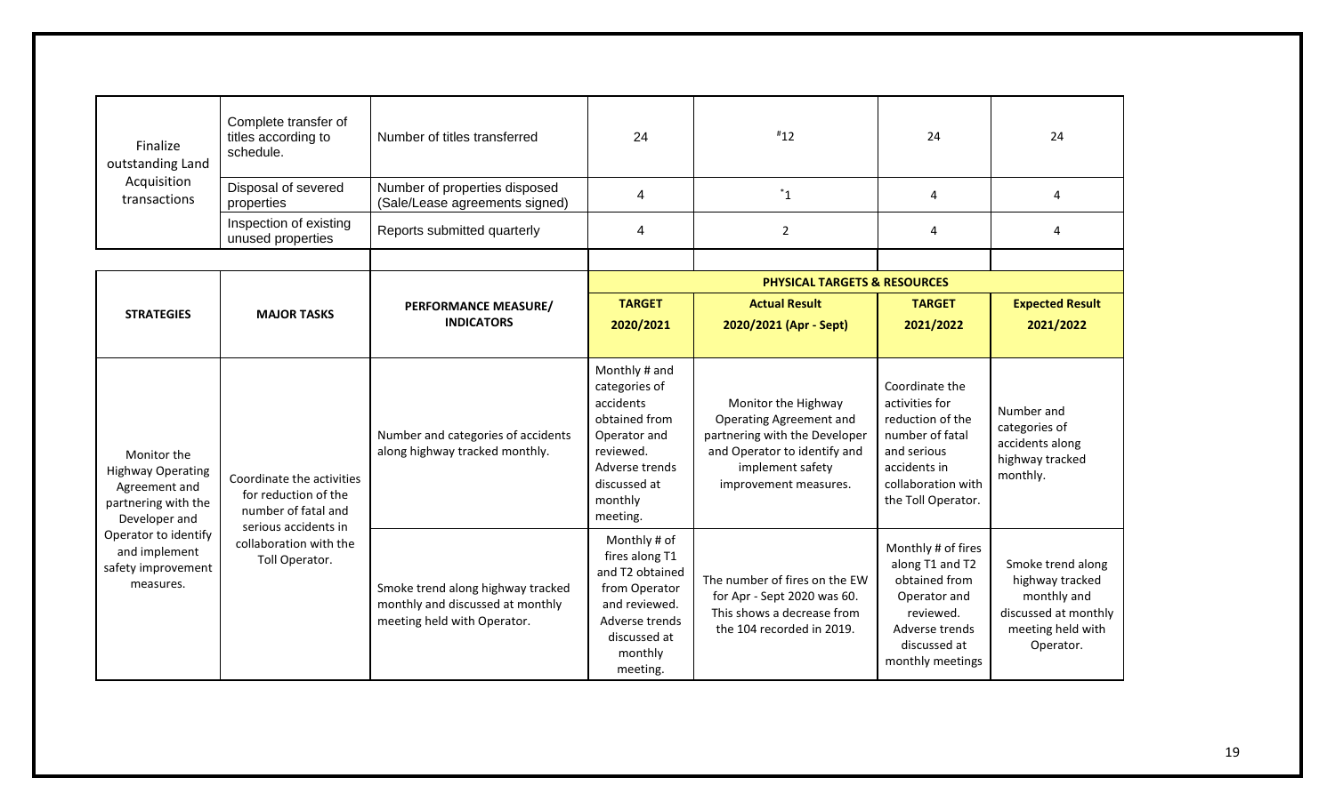| | | | | | | |
|---|---|---|---|---|---|---|
| Finalize outstanding Land Acquisition transactions | Complete transfer of titles according to schedule. | Number of titles transferred | 24 | #12 | 24 | 24 |
| | Disposal of severed properties | Number of properties disposed (Sale/Lease agreements signed) | 4 | *1 | 4 | 4 |
| | Inspection of existing unused properties | Reports submitted quarterly | 4 | 2 | 4 | 4 |

| STRATEGIES | MAJOR TASKS | PERFORMANCE MEASURE/ INDICATORS | PHYSICAL TARGETS & RESOURCES | | | |
|---|---|---|---|---|---|---|
| | | | **TARGET 2020/2021** | **Actual Result 2020/2021 (Apr - Sept)** | **TARGET 2021/2022** | **Expected Result 2021/2022** |
| Monitor the Highway Operating Agreement and partnering with the Developer and Operator to identify and implement safety improvement measures. | Coordinate the activities for reduction of the number of fatal and serious accidents in collaboration with the Toll Operator. | Number and categories of accidents along highway tracked monthly. | Monthly # and categories of accidents obtained from Operator and reviewed. Adverse trends discussed at monthly meeting. | Monitor the Highway Operating Agreement and partnering with the Developer and Operator to identify and implement safety improvement measures. | Coordinate the activities for reduction of the number of fatal and serious accidents in collaboration with the Toll Operator. | Number and categories of accidents along highway tracked monthly. |
| | | Smoke trend along highway tracked monthly and discussed at monthly meeting held with Operator. | Monthly # of fires along T1 and T2 obtained from Operator and reviewed. Adverse trends discussed at monthly meeting. | The number of fires on the EW for Apr - Sept 2020 was 60. This shows a decrease from the 104 recorded in 2019. | Monthly # of fires along T1 and T2 obtained from Operator and reviewed. Adverse trends discussed at monthly meetings | Smoke trend along highway tracked monthly and discussed at monthly meeting held with Operator. |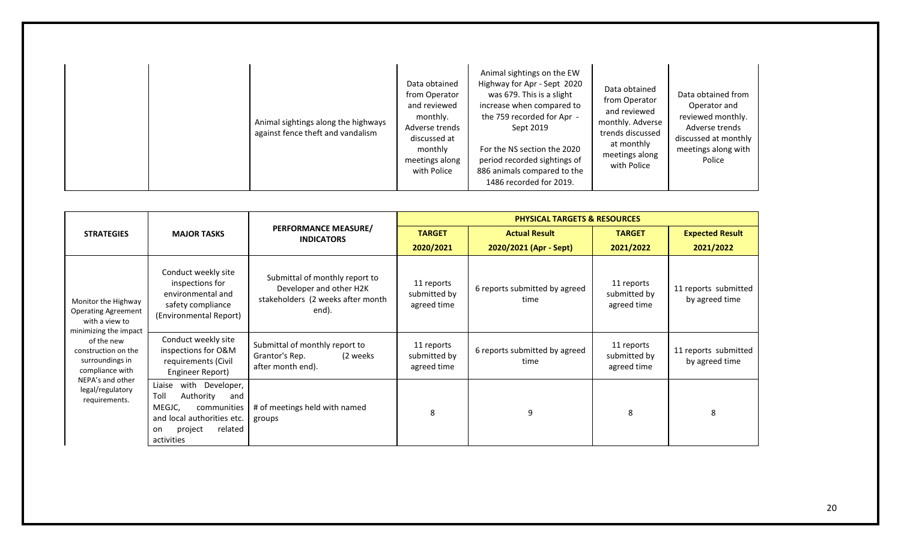| | | Animal sightings along the highways against fence theft and vandalism | Data obtained from Operator and reviewed monthly. Adverse trends discussed at monthly meetings along with Police | Animal sightings on the EW Highway for Apr - Sept 2020 was 679. This is a slight increase when compared to the 759 recorded for Apr - Sept 2019<br><br>For the NS section the 2020 period recorded sightings of 886 animals compared to the 1486 recorded for 2019. | Data obtained from Operator and reviewed monthly. Adverse trends discussed at monthly meetings along with Police | Data obtained from Operator and reviewed monthly. Adverse trends discussed at monthly meetings along with Police |
|---|---|---|---|---|---|---|

| STRATEGIES | MAJOR TASKS | PERFORMANCE MEASURE/ INDICATORS | PHYSICAL TARGETS & RESOURCES | | | |
|---|---|---|---|---|---|---|
| | | | TARGET 2020/2021 | Actual Result 2020/2021 (Apr - Sept) | TARGET 2021/2022 | Expected Result 2021/2022 |
| Monitor the Highway Operating Agreement with a view to minimizing the impact of the new construction on the surroundings in compliance with NEPA's and other legal/regulatory requirements. | Conduct weekly site inspections for environmental and safety compliance (Environmental Report) | Submittal of monthly report to Developer and other H2K stakeholders (2 weeks after month end). | 11 reports submitted by agreed time | 6 reports submitted by agreed time | 11 reports submitted by agreed time | 11 reports submitted by agreed time |
| | Conduct weekly site inspections for O&M requirements (Civil Engineer Report) | Submittal of monthly report to Grantor's Rep. (2 weeks after month end). | 11 reports submitted by agreed time | 6 reports submitted by agreed time | 11 reports submitted by agreed time | 11 reports submitted by agreed time |
| | Liaise with Developer, Toll Authority and MEGJC, communities and local authorities etc. on project related activities | # of meetings held with named groups | 8 | 9 | 8 | 8 |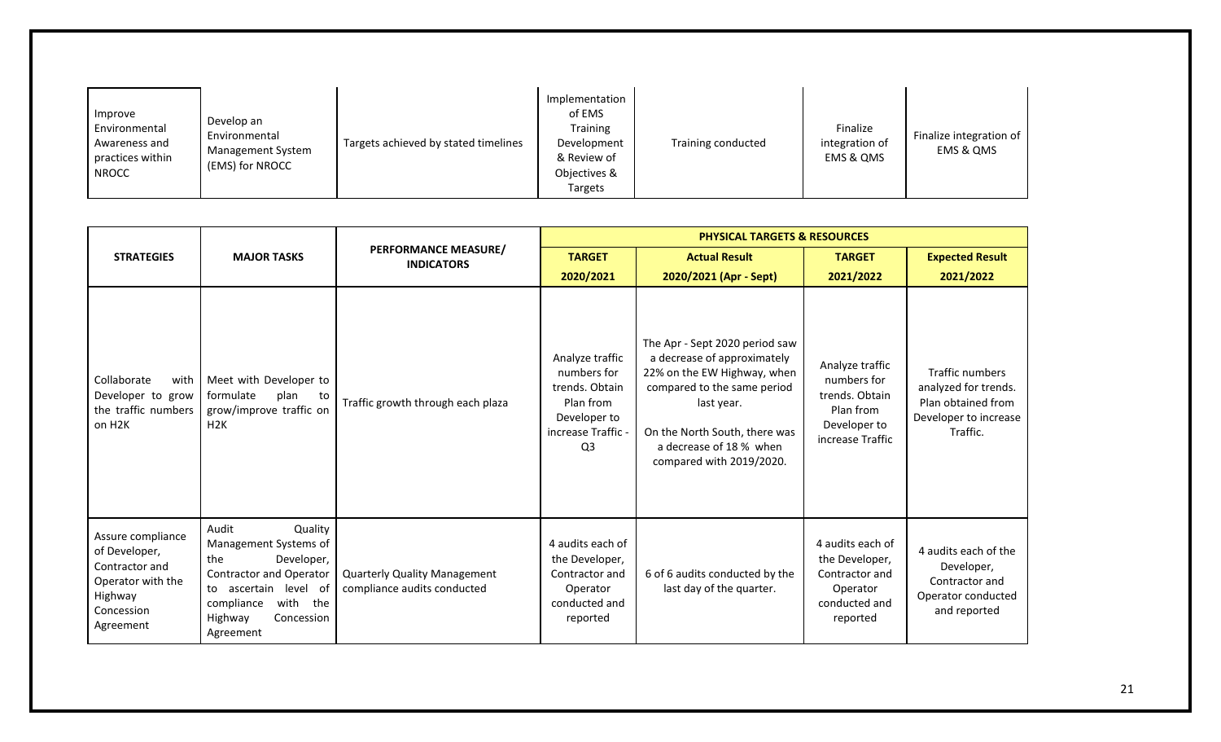| | | | | | | |
|---|---|---|---|---|---|---|
| Improve Environmental Awareness and practices within NROCC | Develop an Environmental Management System (EMS) for NROCC | Targets achieved by stated timelines | Implementation of EMS Training Development & Review of Objectives & Targets | Training conducted | Finalize integration of EMS & QMS | Finalize integration of EMS & QMS |

| STRATEGIES | MAJOR TASKS | PERFORMANCE MEASURE/ INDICATORS | PHYSICAL TARGETS & RESOURCES | | | |
|---|---|---|---|---|---|---|
| | | | **TARGET 2020/2021** | **Actual Result 2020/2021 (Apr - Sept)** | **TARGET 2021/2022** | **Expected Result 2021/2022** |
| Collaborate with Developer to grow the traffic numbers on H2K | Meet with Developer to formulate plan to grow/improve traffic on H2K | Traffic growth through each plaza | Analyze traffic numbers for trends. Obtain Plan from Developer to increase Traffic - Q3 | The Apr - Sept 2020 period saw a decrease of approximately 22% on the EW Highway, when compared to the same period last year.<br><br>On the North South, there was a decrease of 18 % when compared with 2019/2020. | Analyze traffic numbers for trends. Obtain Plan from Developer to increase Traffic | Traffic numbers analyzed for trends. Plan obtained from Developer to increase Traffic. |
| Assure compliance of Developer, Contractor and Operator with the Highway Concession Agreement | Audit Quality Management Systems of the Developer, Contractor and Operator to ascertain level of compliance with the Highway Concession Agreement | Quarterly Quality Management compliance audits conducted | 4 audits each of the Developer, Contractor and Operator conducted and reported | 6 of 6 audits conducted by the last day of the quarter. | 4 audits each of the Developer, Contractor and Operator conducted and reported | 4 audits each of the Developer, Contractor and Operator conducted and reported |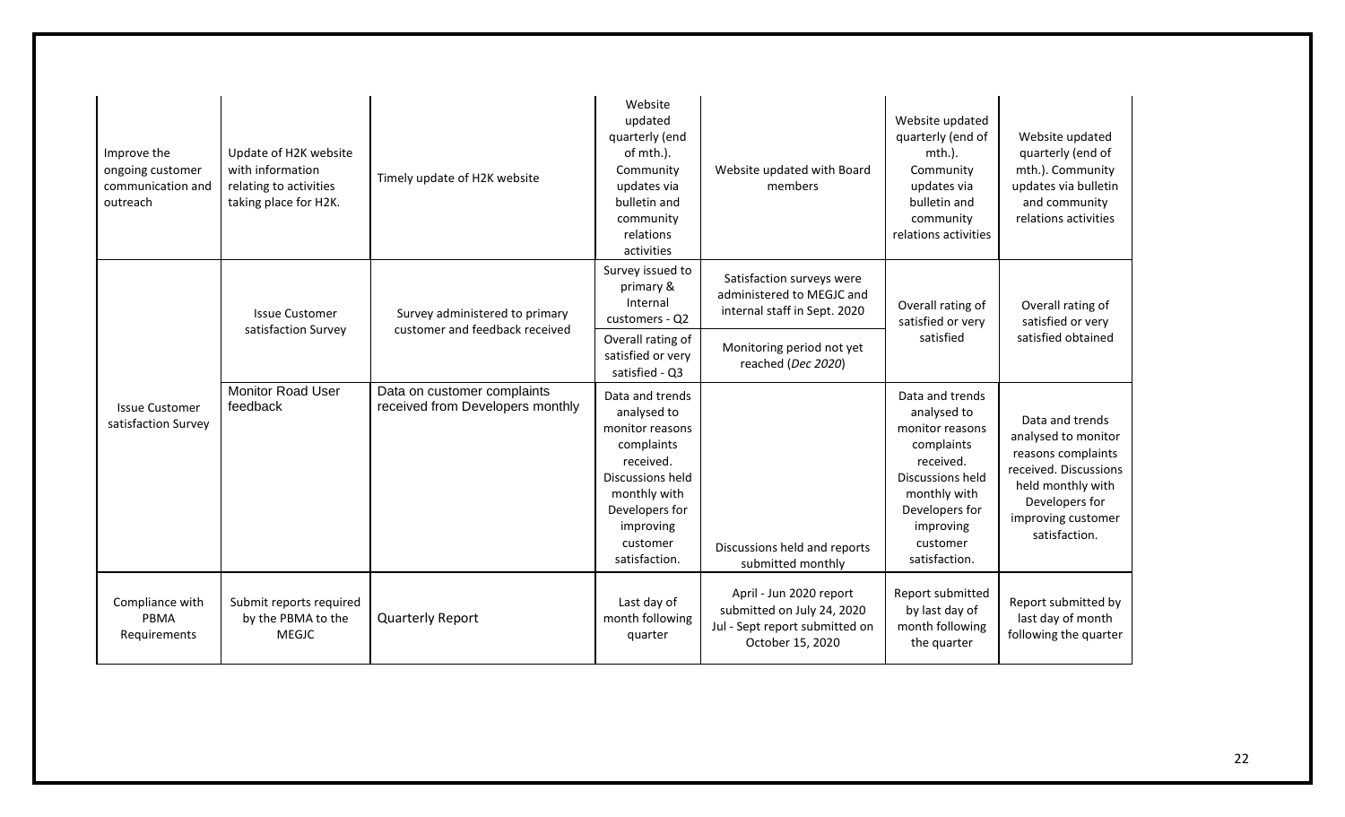| | | | | | | |
|---|---|---|---|---|---|---|
| Improve the ongoing customer communication and outreach | Update of H2K website with information relating to activities taking place for H2K. | Timely update of H2K website | Website updated quarterly (end of mth.). Community updates via bulletin and community relations activities | Website updated with Board members | Website updated quarterly (end of mth.). Community updates via bulletin and community relations activities | Website updated quarterly (end of mth.). Community updates via bulletin and community relations activities |
| Issue Customer satisfaction Survey | Issue Customer satisfaction Survey | Survey administered to primary customer and feedback received | Survey issued to primary & Internal customers - Q2 | Satisfaction surveys were administered to MEGJC and internal staff in Sept. 2020 | Overall rating of satisfied or very satisfied | Overall rating of satisfied or very satisfied obtained |
| | | | Overall rating of satisfied or very satisfied - Q3 | Monitoring period not yet reached (*Dec 2020*) | | |
| | Monitor Road User feedback | Data on customer complaints received from Developers monthly | Data and trends analysed to monitor reasons complaints received. Discussions held monthly with Developers for improving customer satisfaction. | Discussions held and reports submitted monthly | Data and trends analysed to monitor reasons complaints received. Discussions held monthly with Developers for improving customer satisfaction. | Data and trends analysed to monitor reasons complaints received. Discussions held monthly with Developers for improving customer satisfaction. |
| Compliance with PBMA Requirements | Submit reports required by the PBMA to the MEGJC | Quarterly Report | Last day of month following quarter | April - Jun 2020 report submitted on July 24, 2020<br>Jul - Sept report submitted on October 15, 2020 | Report submitted by last day of month following the quarter | Report submitted by last day of month following the quarter |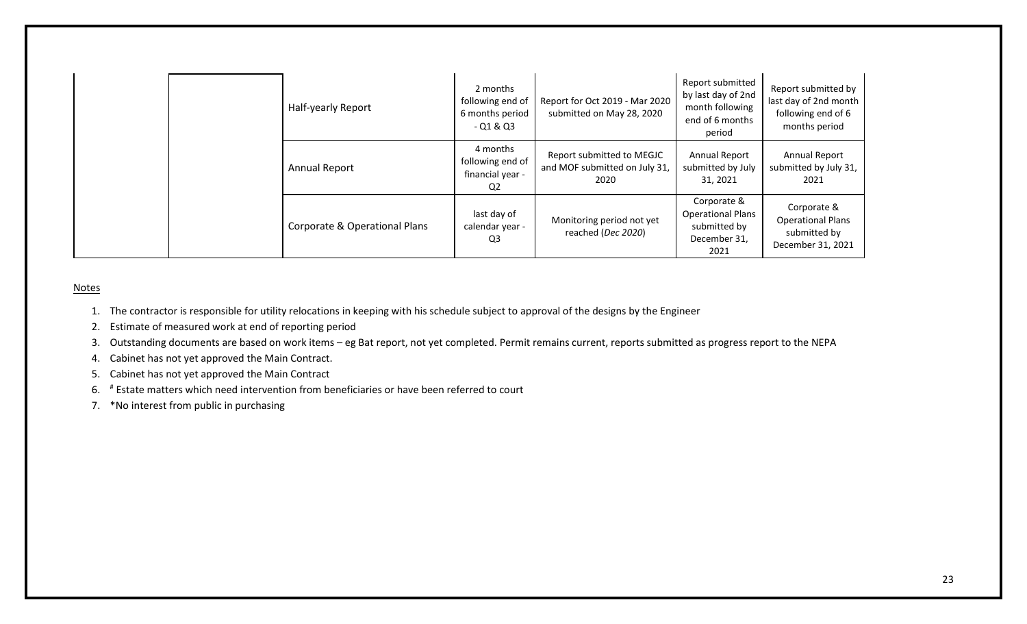| | | | | | | |
|---|---|---|---|---|---|---|
| | | Half-yearly Report | 2 months following end of 6 months period - Q1 & Q3 | Report for Oct 2019 - Mar 2020 submitted on May 28, 2020 | Report submitted by last day of 2nd month following end of 6 months period | Report submitted by last day of 2nd month following end of 6 months period |
| | | Annual Report | 4 months following end of financial year - Q2 | Report submitted to MEGJC and MOF submitted on July 31, 2020 | Annual Report submitted by July 31, 2021 | Annual Report submitted by July 31, 2021 |
| | | Corporate & Operational Plans | last day of calendar year - Q3 | Monitoring period not yet reached (*Dec 2020*) | Corporate & Operational Plans submitted by December 31, 2021 | Corporate & Operational Plans submitted by December 31, 2021 |

Notes

1. The contractor is responsible for utility relocations in keeping with his schedule subject to approval of the designs by the Engineer
2. Estimate of measured work at end of reporting period
3. Outstanding documents are based on work items – eg Bat report, not yet completed. Permit remains current, reports submitted as progress report to the NEPA
4. Cabinet has not yet approved the Main Contract.
5. Cabinet has not yet approved the Main Contract
6. # Estate matters which need intervention from beneficiaries or have been referred to court
7. *No interest from public in purchasing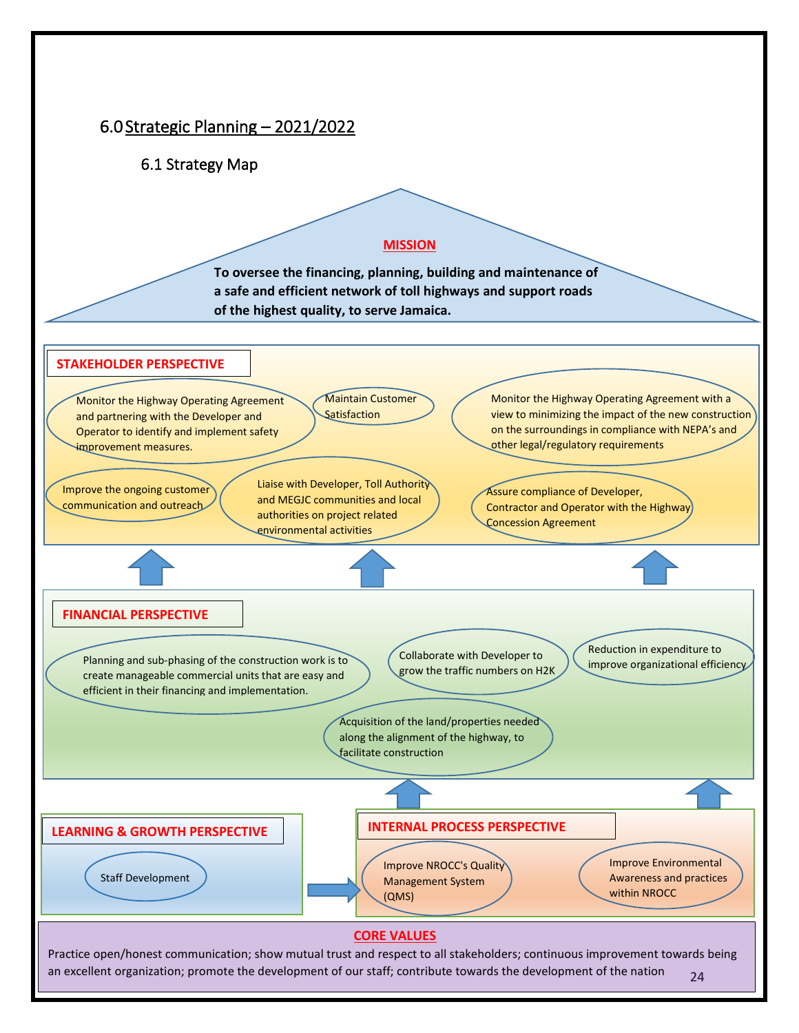# 6.0 Strategic Planning – 2021/2022

## 6.1 Strategy Map

**MISSION**

**To oversee the financing, planning, building and maintenance of a safe and efficient network of toll highways and support roads of the highest quality, to serve Jamaica.**

**STAKEHOLDER PERSPECTIVE**

- Monitor the Highway Operating Agreement and partnering with the Developer and Operator to identify and implement safety improvement measures.
- Maintain Customer Satisfaction
- Monitor the Highway Operating Agreement with a view to minimizing the impact of the new construction on the surroundings in compliance with NEPA's and other legal/regulatory requirements
- Improve the ongoing customer communication and outreach
- Liaise with Developer, Toll Authority and MEGJC communities and local authorities on project related environmental activities
- Assure compliance of Developer, Contractor and Operator with the Highway Concession Agreement

**FINANCIAL PERSPECTIVE**

- Planning and sub-phasing of the construction work is to create manageable commercial units that are easy and efficient in their financing and implementation.
- Collaborate with Developer to grow the traffic numbers on H2K
- Reduction in expenditure to improve organizational efficiency
- Acquisition of the land/properties needed along the alignment of the highway, to facilitate construction

**LEARNING & GROWTH PERSPECTIVE**

- Staff Development

**INTERNAL PROCESS PERSPECTIVE**

- Improve NROCC's Quality Management System (QMS)
- Improve Environmental Awareness and practices within NROCC

**CORE VALUES**

Practice open/honest communication; show mutual trust and respect to all stakeholders; continuous improvement towards being an excellent organization; promote the development of our staff; contribute towards the development of the nation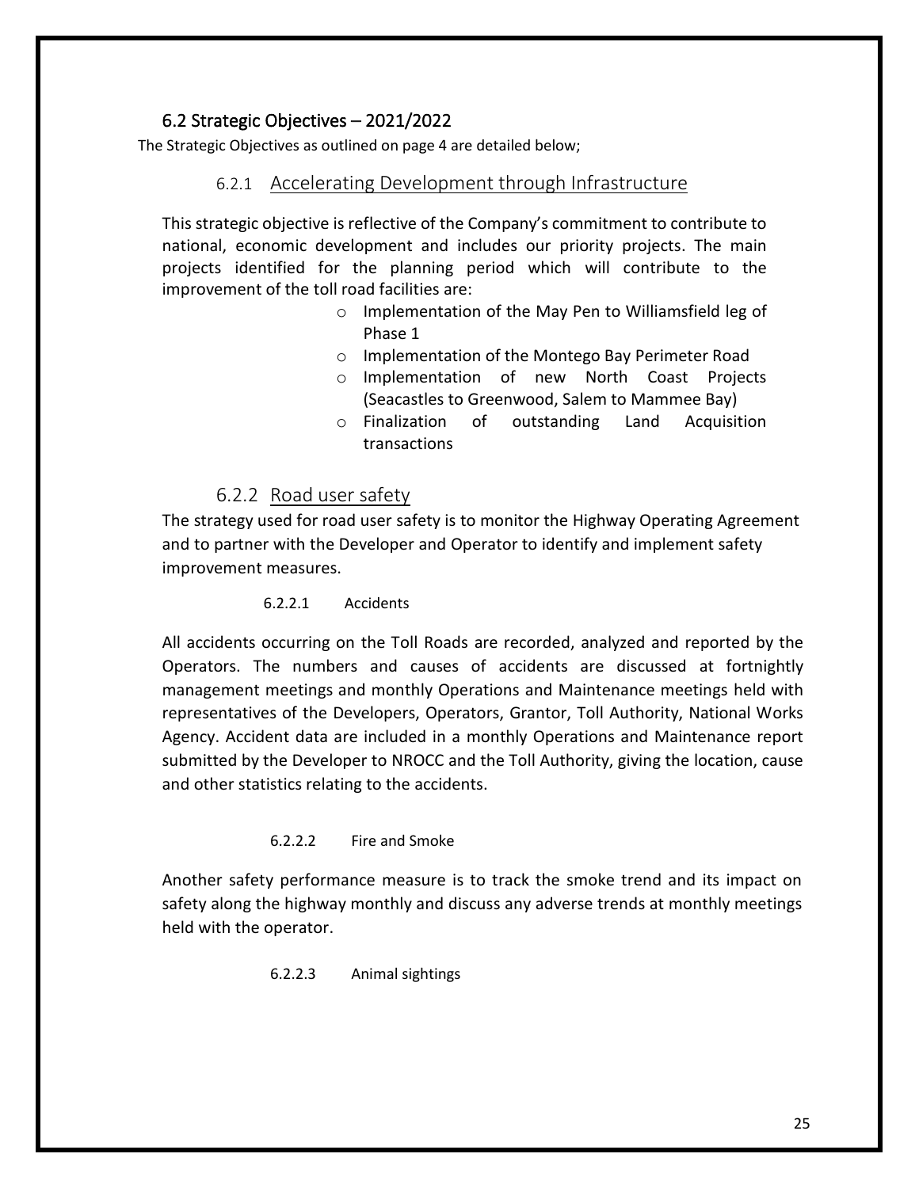## 6.2 Strategic Objectives – 2021/2022

The Strategic Objectives as outlined on page 4 are detailed below;

### 6.2.1 Accelerating Development through Infrastructure

This strategic objective is reflective of the Company's commitment to contribute to national, economic development and includes our priority projects. The main projects identified for the planning period which will contribute to the improvement of the toll road facilities are:

- Implementation of the May Pen to Williamsfield leg of Phase 1
- Implementation of the Montego Bay Perimeter Road
- Implementation of new North Coast Projects (Seacastles to Greenwood, Salem to Mammee Bay)
- Finalization of outstanding Land Acquisition transactions

### 6.2.2 Road user safety

The strategy used for road user safety is to monitor the Highway Operating Agreement and to partner with the Developer and Operator to identify and implement safety improvement measures.

#### 6.2.2.1 Accidents

All accidents occurring on the Toll Roads are recorded, analyzed and reported by the Operators. The numbers and causes of accidents are discussed at fortnightly management meetings and monthly Operations and Maintenance meetings held with representatives of the Developers, Operators, Grantor, Toll Authority, National Works Agency. Accident data are included in a monthly Operations and Maintenance report submitted by the Developer to NROCC and the Toll Authority, giving the location, cause and other statistics relating to the accidents.

#### 6.2.2.2 Fire and Smoke

Another safety performance measure is to track the smoke trend and its impact on safety along the highway monthly and discuss any adverse trends at monthly meetings held with the operator.

#### 6.2.2.3 Animal sightings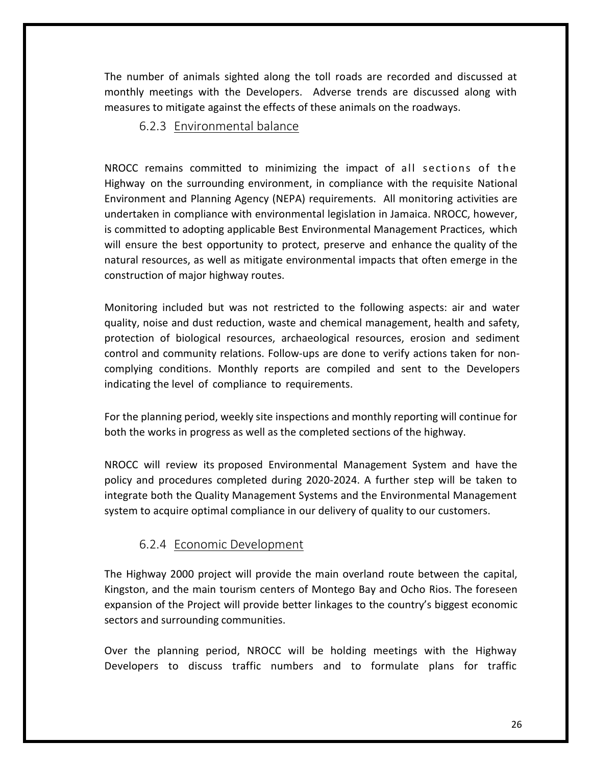The number of animals sighted along the toll roads are recorded and discussed at monthly meetings with the Developers. Adverse trends are discussed along with measures to mitigate against the effects of these animals on the roadways.

### 6.2.3 Environmental balance

NROCC remains committed to minimizing the impact of all sections of the Highway on the surrounding environment, in compliance with the requisite National Environment and Planning Agency (NEPA) requirements. All monitoring activities are undertaken in compliance with environmental legislation in Jamaica. NROCC, however, is committed to adopting applicable Best Environmental Management Practices, which will ensure the best opportunity to protect, preserve and enhance the quality of the natural resources, as well as mitigate environmental impacts that often emerge in the construction of major highway routes.

Monitoring included but was not restricted to the following aspects: air and water quality, noise and dust reduction, waste and chemical management, health and safety, protection of biological resources, archaeological resources, erosion and sediment control and community relations. Follow-ups are done to verify actions taken for non-complying conditions. Monthly reports are compiled and sent to the Developers indicating the level of compliance to requirements.

For the planning period, weekly site inspections and monthly reporting will continue for both the works in progress as well as the completed sections of the highway.

NROCC will review its proposed Environmental Management System and have the policy and procedures completed during 2020-2024. A further step will be taken to integrate both the Quality Management Systems and the Environmental Management system to acquire optimal compliance in our delivery of quality to our customers.

### 6.2.4 Economic Development

The Highway 2000 project will provide the main overland route between the capital, Kingston, and the main tourism centers of Montego Bay and Ocho Rios. The foreseen expansion of the Project will provide better linkages to the country's biggest economic sectors and surrounding communities.

Over the planning period, NROCC will be holding meetings with the Highway Developers to discuss traffic numbers and to formulate plans for traffic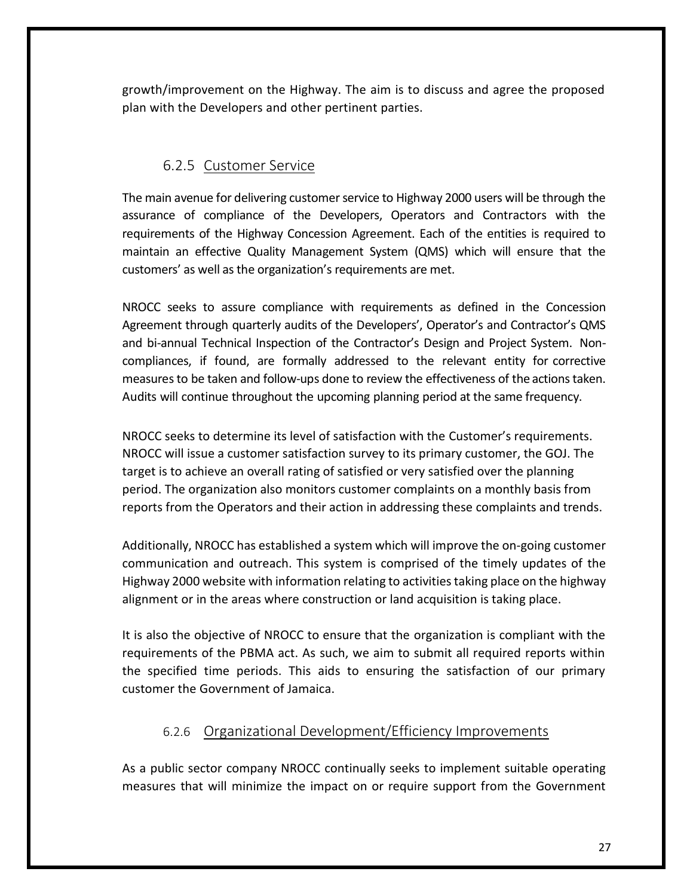growth/improvement on the Highway. The aim is to discuss and agree the proposed plan with the Developers and other pertinent parties.

### 6.2.5 Customer Service

The main avenue for delivering customer service to Highway 2000 users will be through the assurance of compliance of the Developers, Operators and Contractors with the requirements of the Highway Concession Agreement. Each of the entities is required to maintain an effective Quality Management System (QMS) which will ensure that the customers' as well as the organization's requirements are met.

NROCC seeks to assure compliance with requirements as defined in the Concession Agreement through quarterly audits of the Developers', Operator's and Contractor's QMS and bi-annual Technical Inspection of the Contractor's Design and Project System. Non-compliances, if found, are formally addressed to the relevant entity for corrective measures to be taken and follow-ups done to review the effectiveness of the actions taken. Audits will continue throughout the upcoming planning period at the same frequency.

NROCC seeks to determine its level of satisfaction with the Customer's requirements. NROCC will issue a customer satisfaction survey to its primary customer, the GOJ. The target is to achieve an overall rating of satisfied or very satisfied over the planning period. The organization also monitors customer complaints on a monthly basis from reports from the Operators and their action in addressing these complaints and trends.

Additionally, NROCC has established a system which will improve the on-going customer communication and outreach. This system is comprised of the timely updates of the Highway 2000 website with information relating to activities taking place on the highway alignment or in the areas where construction or land acquisition is taking place.

It is also the objective of NROCC to ensure that the organization is compliant with the requirements of the PBMA act. As such, we aim to submit all required reports within the specified time periods. This aids to ensuring the satisfaction of our primary customer the Government of Jamaica.

### 6.2.6 Organizational Development/Efficiency Improvements

As a public sector company NROCC continually seeks to implement suitable operating measures that will minimize the impact on or require support from the Government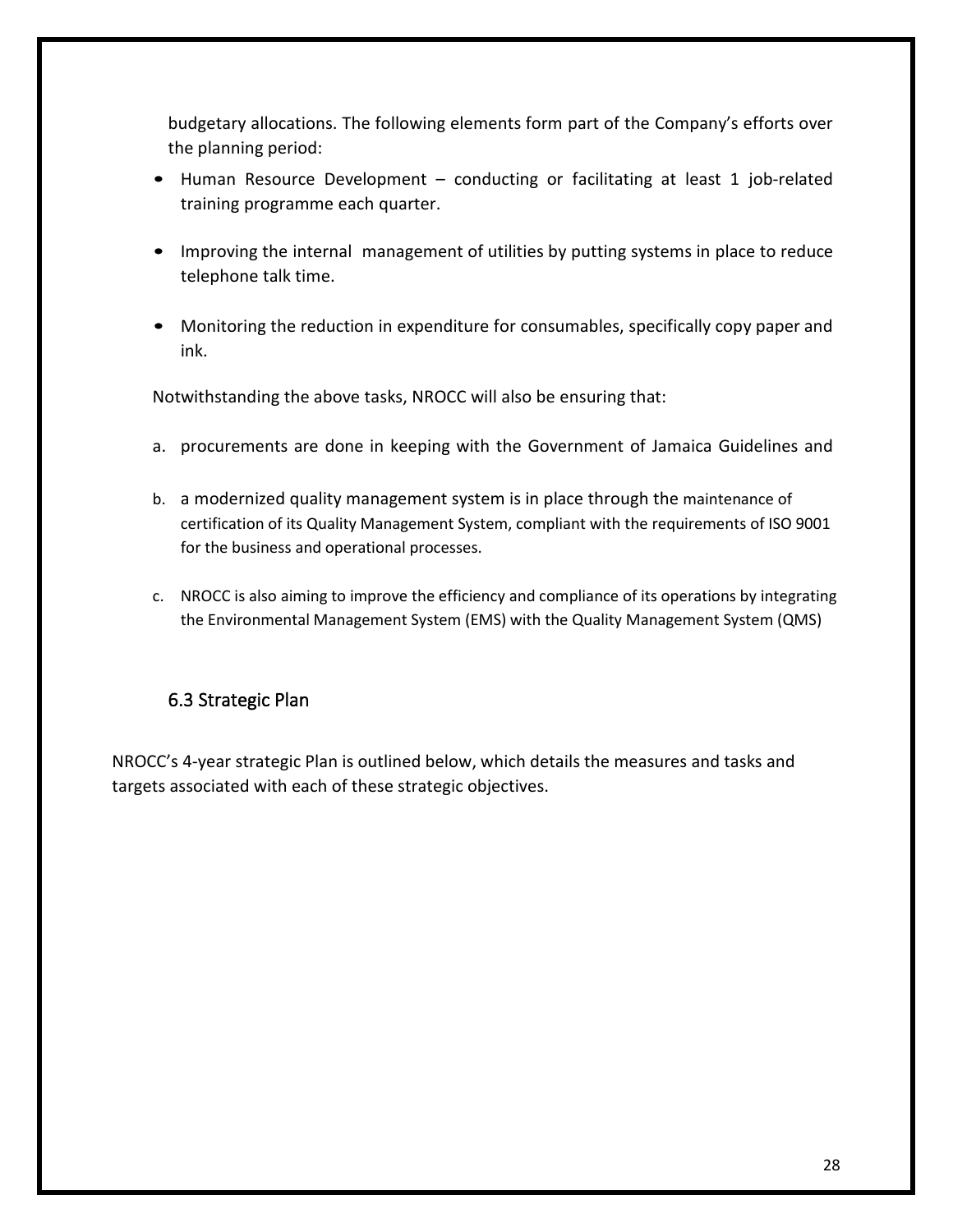budgetary allocations. The following elements form part of the Company's efforts over the planning period:

- Human Resource Development – conducting or facilitating at least 1 job-related training programme each quarter.
- Improving the internal management of utilities by putting systems in place to reduce telephone talk time.
- Monitoring the reduction in expenditure for consumables, specifically copy paper and ink.

Notwithstanding the above tasks, NROCC will also be ensuring that:

a. procurements are done in keeping with the Government of Jamaica Guidelines and

b. a modernized quality management system is in place through the maintenance of certification of its Quality Management System, compliant with the requirements of ISO 9001 for the business and operational processes.

c. NROCC is also aiming to improve the efficiency and compliance of its operations by integrating the Environmental Management System (EMS) with the Quality Management System (QMS)

## 6.3 Strategic Plan

NROCC's 4-year strategic Plan is outlined below, which details the measures and tasks and targets associated with each of these strategic objectives.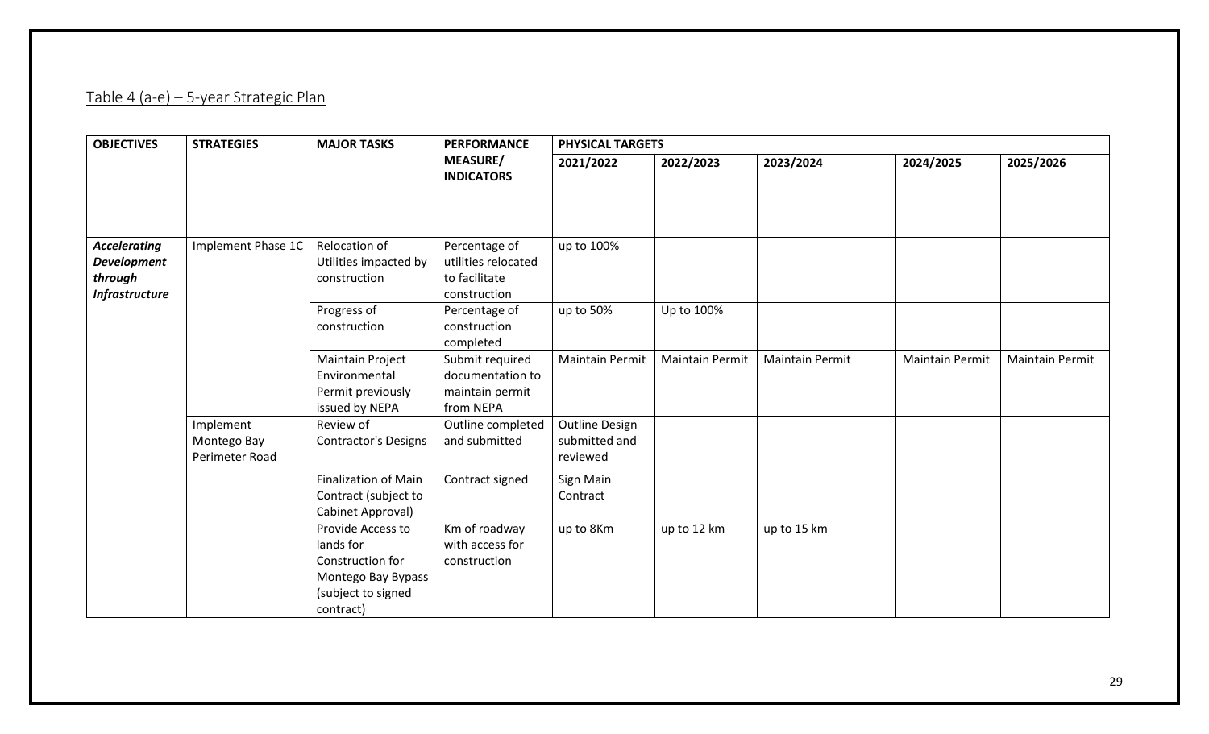<u>Table 4 (a-e) – 5-year Strategic Plan</u>

| OBJECTIVES | STRATEGIES | MAJOR TASKS | PERFORMANCE MEASURE/ INDICATORS | PHYSICAL TARGETS | | | | |
|---|---|---|---|---|---|---|---|---|
| | | | | 2021/2022 | 2022/2023 | 2023/2024 | 2024/2025 | 2025/2026 |
| ***Accelerating Development through Infrastructure*** | Implement Phase 1C | Relocation of Utilities impacted by construction | Percentage of utilities relocated to facilitate construction | up to 100% | | | | |
| | | Progress of construction | Percentage of construction completed | up to 50% | Up to 100% | | | |
| | | Maintain Project Environmental Permit previously issued by NEPA | Submit required documentation to maintain permit from NEPA | Maintain Permit | Maintain Permit | Maintain Permit | Maintain Permit | Maintain Permit |
| | Implement Montego Bay Perimeter Road | Review of Contractor's Designs | Outline completed and submitted | Outline Design submitted and reviewed | | | | |
| | | Finalization of Main Contract (subject to Cabinet Approval) | Contract signed | Sign Main Contract | | | | |
| | | Provide Access to lands for Construction for Montego Bay Bypass (subject to signed contract) | Km of roadway with access for construction | up to 8Km | up to 12 km | up to 15 km | | |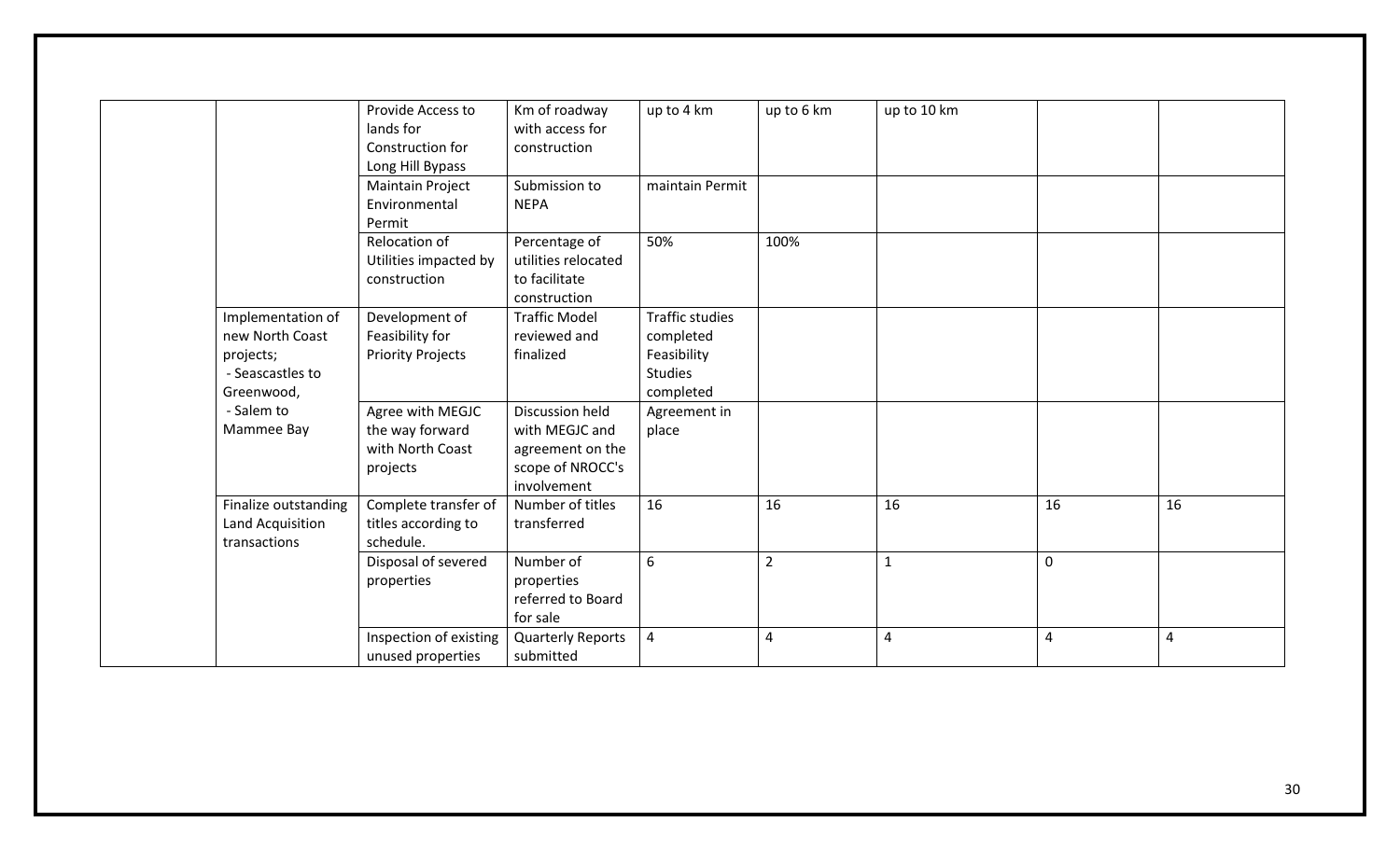| | | | | | | | | |
|---|---|---|---|---|---|---|---|---|
| | | Provide Access to lands for Construction for Long Hill Bypass | Km of roadway with access for construction | up to 4 km | up to 6 km | up to 10 km | | |
| | | Maintain Project Environmental Permit | Submission to NEPA | maintain Permit | | | | |
| | | Relocation of Utilities impacted by construction | Percentage of utilities relocated to facilitate construction | 50% | 100% | | | |
| | Implementation of new North Coast projects; - Seascastles to Greenwood, - Salem to Mammee Bay | Development of Feasibility for Priority Projects | Traffic Model reviewed and finalized | Traffic studies completed Feasibility Studies completed | | | | |
| | | Agree with MEGJC the way forward with North Coast projects | Discussion held with MEGJC and agreement on the scope of NROCC's involvement | Agreement in place | | | | |
| | Finalize outstanding Land Acquisition transactions | Complete transfer of titles according to schedule. | Number of titles transferred | 16 | 16 | 16 | 16 | 16 |
| | | Disposal of severed properties | Number of properties referred to Board for sale | 6 | 2 | 1 | 0 | |
| | | Inspection of existing unused properties | Quarterly Reports submitted | 4 | 4 | 4 | 4 | 4 |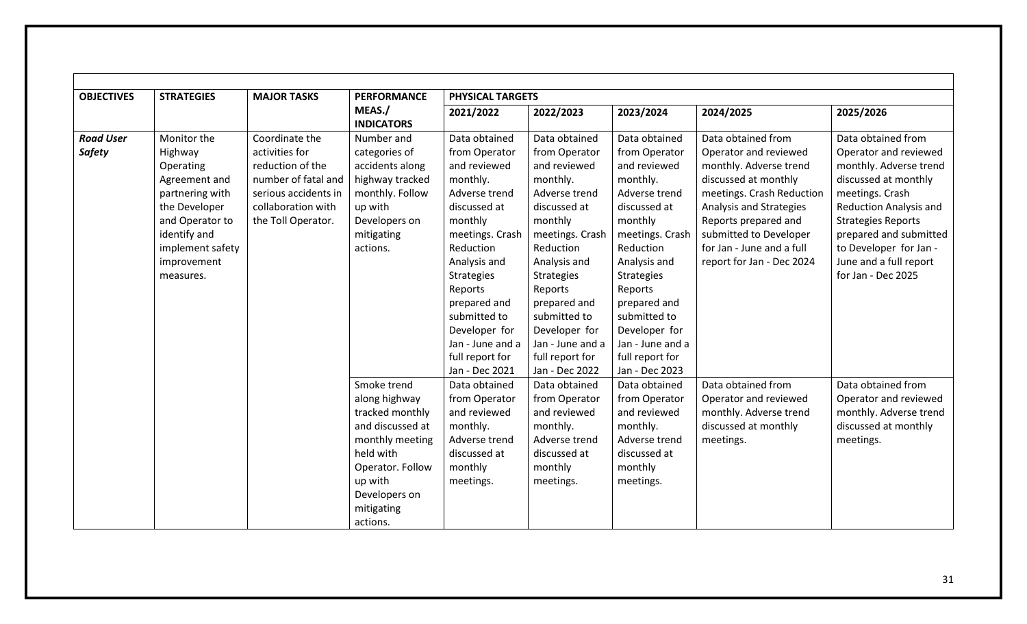| OBJECTIVES | STRATEGIES | MAJOR TASKS | PERFORMANCE MEAS./ INDICATORS | PHYSICAL TARGETS | | | | |
|---|---|---|---|---|---|---|---|---|
| | | | | 2021/2022 | 2022/2023 | 2023/2024 | 2024/2025 | 2025/2026 |
| ***Road User Safety*** | Monitor the Highway Operating Agreement and partnering with the Developer and Operator to identify and implement safety improvement measures. | Coordinate the activities for reduction of the number of fatal and serious accidents in collaboration with the Toll Operator. | Number and categories of accidents along highway tracked monthly. Follow up with Developers on mitigating actions. | Data obtained from Operator and reviewed monthly. Adverse trend discussed at monthly meetings. Crash Reduction Analysis and Strategies Reports prepared and submitted to Developer for Jan - June and a full report for Jan - Dec 2021 | Data obtained from Operator and reviewed monthly. Adverse trend discussed at monthly meetings. Crash Reduction Analysis and Strategies Reports prepared and submitted to Developer for Jan - June and a full report for Jan - Dec 2022 | Data obtained from Operator and reviewed monthly. Adverse trend discussed at monthly meetings. Crash Reduction Analysis and Strategies Reports prepared and submitted to Developer for Jan - June and a full report for Jan - Dec 2023 | Data obtained from Operator and reviewed monthly. Adverse trend discussed at monthly meetings. Crash Reduction Analysis and Strategies Reports prepared and submitted to Developer for Jan - June and a full report for Jan - Dec 2024 | Data obtained from Operator and reviewed monthly. Adverse trend discussed at monthly meetings. Crash Reduction Analysis and Strategies Reports prepared and submitted to Developer for Jan - June and a full report for Jan - Dec 2025 |
| | | | Smoke trend along highway tracked monthly and discussed at monthly meeting held with Operator. Follow up with Developers on mitigating actions. | Data obtained from Operator and reviewed monthly. Adverse trend discussed at monthly meetings. | Data obtained from Operator and reviewed monthly. Adverse trend discussed at monthly meetings. | Data obtained from Operator and reviewed monthly. Adverse trend discussed at monthly meetings. | Data obtained from Operator and reviewed monthly. Adverse trend discussed at monthly meetings. | Data obtained from Operator and reviewed monthly. Adverse trend discussed at monthly meetings. |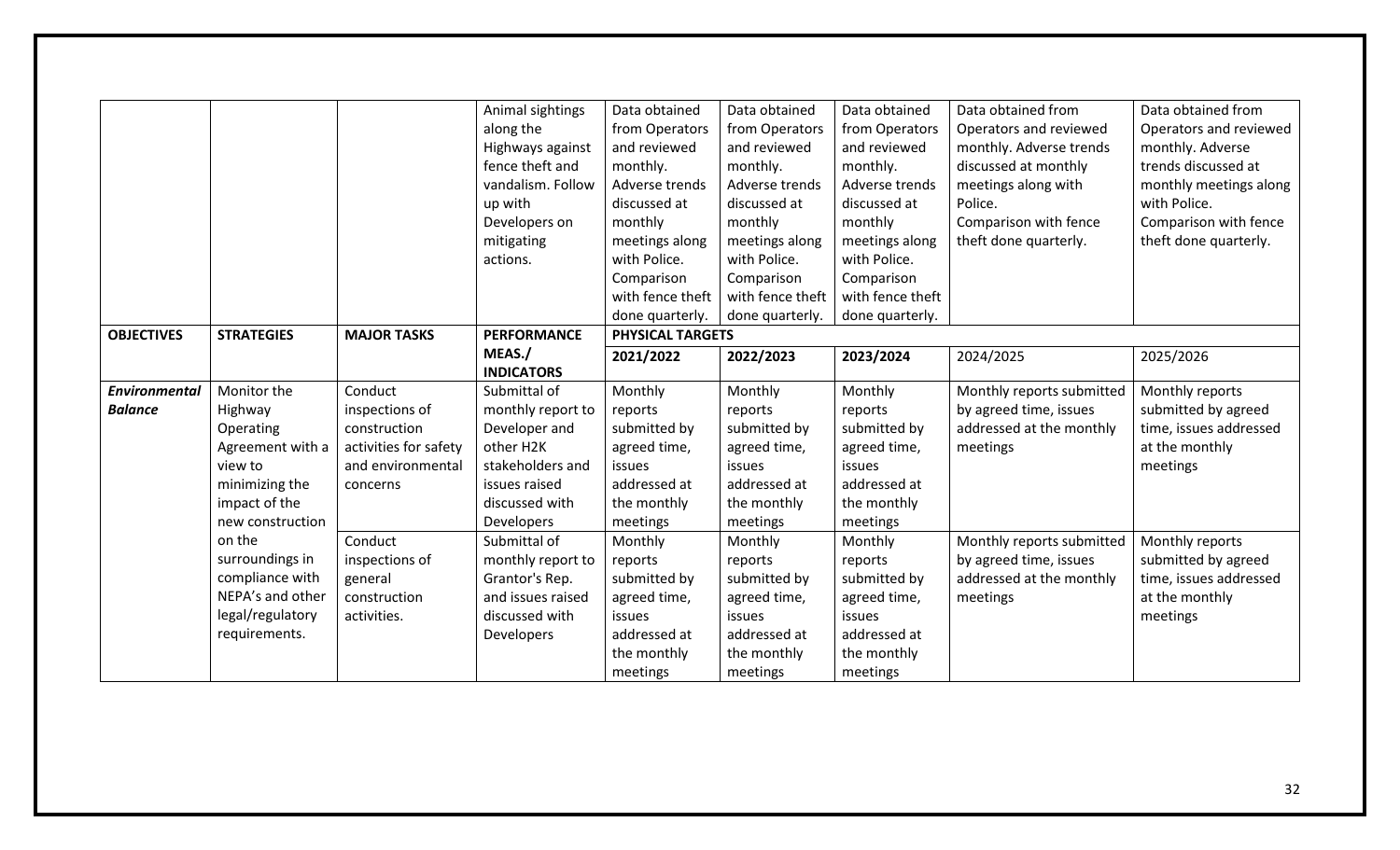| | | | Animal sightings along the Highways against fence theft and vandalism. Follow up with Developers on mitigating actions. | Data obtained from Operators and reviewed monthly. Adverse trends discussed at monthly meetings along with Police. Comparison with fence theft done quarterly. | Data obtained from Operators and reviewed monthly. Adverse trends discussed at monthly meetings along with Police. Comparison with fence theft done quarterly. | Data obtained from Operators and reviewed monthly. Adverse trends discussed at monthly meetings along with Police. Comparison with fence theft done quarterly. | Data obtained from Operators and reviewed monthly. Adverse trends discussed at monthly meetings along with Police. Comparison with fence theft done quarterly. | Data obtained from Operators and reviewed monthly. Adverse trends discussed at monthly meetings along with Police. Comparison with fence theft done quarterly. |
|---|---|---|---|---|---|---|---|---|
| **OBJECTIVES** | **STRATEGIES** | **MAJOR TASKS** | **PERFORMANCE MEAS./ INDICATORS** | **PHYSICAL TARGETS** | | | | |
| | | | | **2021/2022** | **2022/2023** | **2023/2024** | 2024/2025 | 2025/2026 |
| ***Environmental Balance*** | Monitor the Highway Operating Agreement with a view to minimizing the impact of the new construction on the surroundings in compliance with NEPA's and other legal/regulatory requirements. | Conduct inspections of construction activities for safety and environmental concerns | Submittal of monthly report to Developer and other H2K stakeholders and issues raised discussed with Developers | Monthly reports submitted by agreed time, issues addressed at the monthly meetings | Monthly reports submitted by agreed time, issues addressed at the monthly meetings | Monthly reports submitted by agreed time, issues addressed at the monthly meetings | Monthly reports submitted by agreed time, issues addressed at the monthly meetings | Monthly reports submitted by agreed time, issues addressed at the monthly meetings |
| | | Conduct inspections of general construction activities. | Submittal of monthly report to Grantor's Rep. and issues raised discussed with Developers | Monthly reports submitted by agreed time, issues addressed at the monthly meetings | Monthly reports submitted by agreed time, issues addressed at the monthly meetings | Monthly reports submitted by agreed time, issues addressed at the monthly meetings | Monthly reports submitted by agreed time, issues addressed at the monthly meetings | Monthly reports submitted by agreed time, issues addressed at the monthly meetings |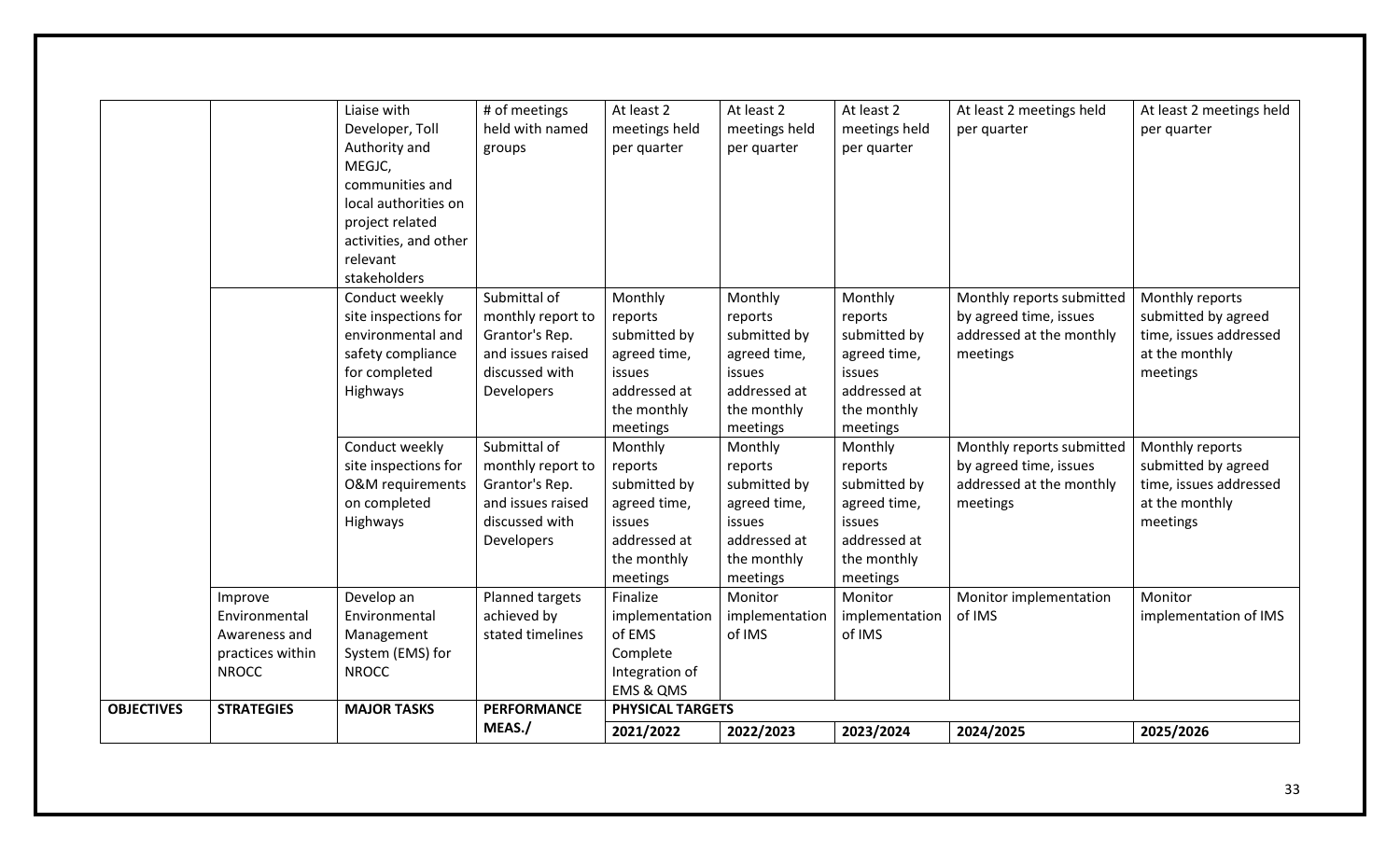| OBJECTIVES | STRATEGIES | MAJOR TASKS | PERFORMANCE MEAS./ | PHYSICAL TARGETS 2021/2022 | 2022/2023 | 2023/2024 | 2024/2025 | 2025/2026 |
|---|---|---|---|---|---|---|---|---|
| | | Liaise with Developer, Toll Authority and MEGJC, communities and local authorities on project related activities, and other relevant stakeholders | # of meetings held with named groups | At least 2 meetings held per quarter | At least 2 meetings held per quarter | At least 2 meetings held per quarter | At least 2 meetings held per quarter | At least 2 meetings held per quarter |
| | | Conduct weekly site inspections for environmental and safety compliance for completed Highways | Submittal of monthly report to Grantor's Rep. and issues raised discussed with Developers | Monthly reports submitted by agreed time, issues addressed at the monthly meetings | Monthly reports submitted by agreed time, issues addressed at the monthly meetings | Monthly reports submitted by agreed time, issues addressed at the monthly meetings | Monthly reports submitted by agreed time, issues addressed at the monthly meetings | Monthly reports submitted by agreed time, issues addressed at the monthly meetings |
| | | Conduct weekly site inspections for O&M requirements on completed Highways | Submittal of monthly report to Grantor's Rep. and issues raised discussed with Developers | Monthly reports submitted by agreed time, issues addressed at the monthly meetings | Monthly reports submitted by agreed time, issues addressed at the monthly meetings | Monthly reports submitted by agreed time, issues addressed at the monthly meetings | Monthly reports submitted by agreed time, issues addressed at the monthly meetings | Monthly reports submitted by agreed time, issues addressed at the monthly meetings |
| | Improve Environmental Awareness and practices within NROCC | Develop an Environmental Management System (EMS) for NROCC | Planned targets achieved by stated timelines | Finalize implementation of EMS Complete Integration of EMS & QMS | Monitor implementation of IMS | Monitor implementation of IMS | Monitor implementation of IMS | Monitor implementation of IMS |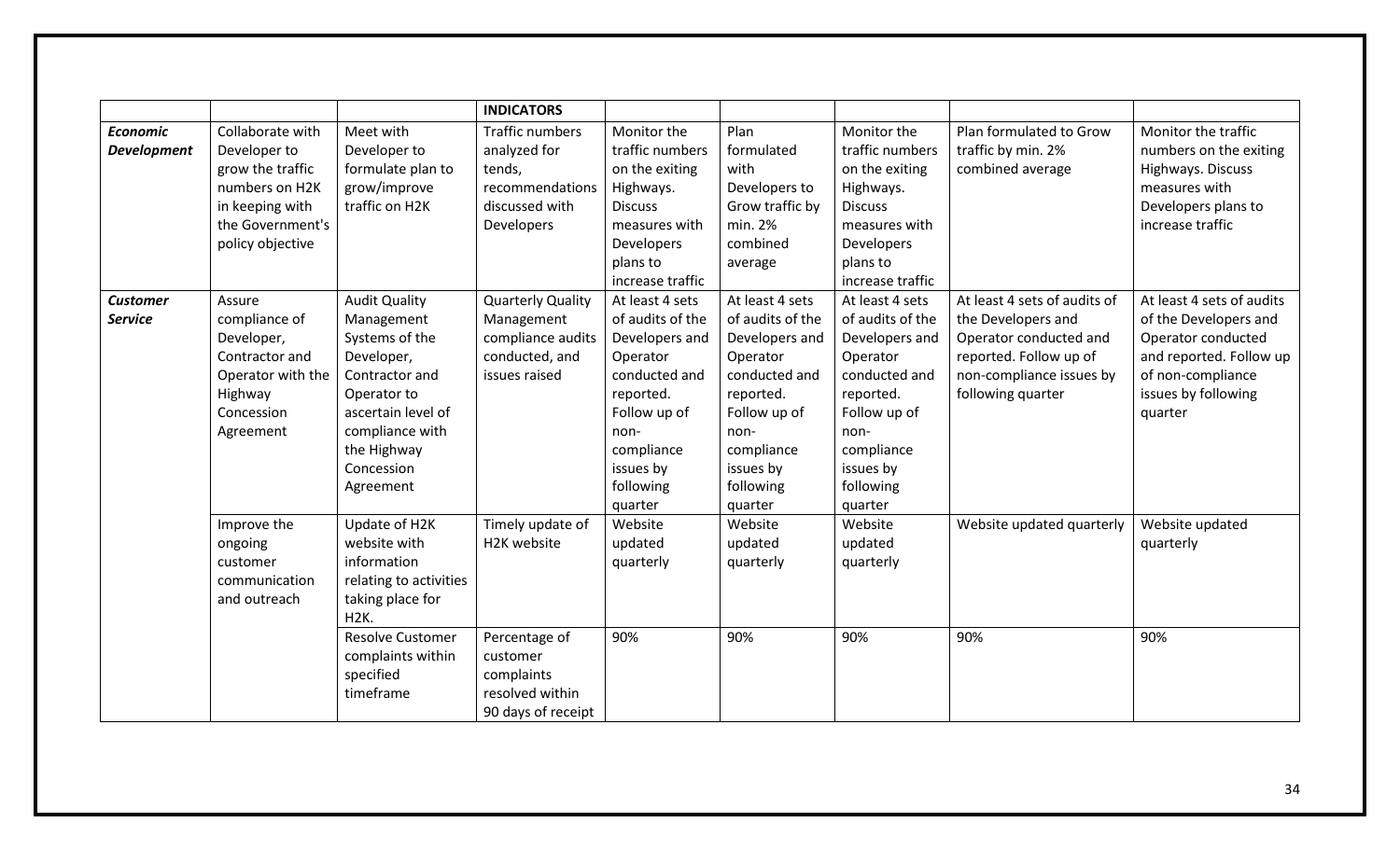| | | | **INDICATORS** | | | | | |
|---|---|---|---|---|---|---|---|---|
| ***Economic Development*** | Collaborate with Developer to grow the traffic numbers on H2K in keeping with the Government's policy objective | Meet with Developer to formulate plan to grow/improve traffic on H2K | Traffic numbers analyzed for tends, recommendations discussed with Developers | Monitor the traffic numbers on the exiting Highways. Discuss measures with Developers plans to increase traffic | Plan formulated with Developers to Grow traffic by min. 2% combined average | Monitor the traffic numbers on the exiting Highways. Discuss measures with Developers plans to increase traffic | Plan formulated to Grow traffic by min. 2% combined average | Monitor the traffic numbers on the exiting Highways. Discuss measures with Developers plans to increase traffic |
| ***Customer Service*** | Assure compliance of Developer, Contractor and Operator with the Highway Concession Agreement | Audit Quality Management Systems of the Developer, Contractor and Operator to ascertain level of compliance with the Highway Concession Agreement | Quarterly Quality Management compliance audits conducted, and issues raised | At least 4 sets of audits of the Developers and Operator conducted and reported. Follow up of non-compliance issues by following quarter | At least 4 sets of audits of the Developers and Operator conducted and reported. Follow up of non-compliance issues by following quarter | At least 4 sets of audits of the Developers and Operator conducted and reported. Follow up of non-compliance issues by following quarter | At least 4 sets of audits of the Developers and Operator conducted and reported. Follow up of non-compliance issues by following quarter | At least 4 sets of audits of the Developers and Operator conducted and reported. Follow up of non-compliance issues by following quarter |
| | Improve the ongoing customer communication and outreach | Update of H2K website with information relating to activities taking place for H2K. | Timely update of H2K website | Website updated quarterly | Website updated quarterly | Website updated quarterly | Website updated quarterly | Website updated quarterly |
| | | Resolve Customer complaints within specified timeframe | Percentage of customer complaints resolved within 90 days of receipt | 90% | 90% | 90% | 90% | 90% |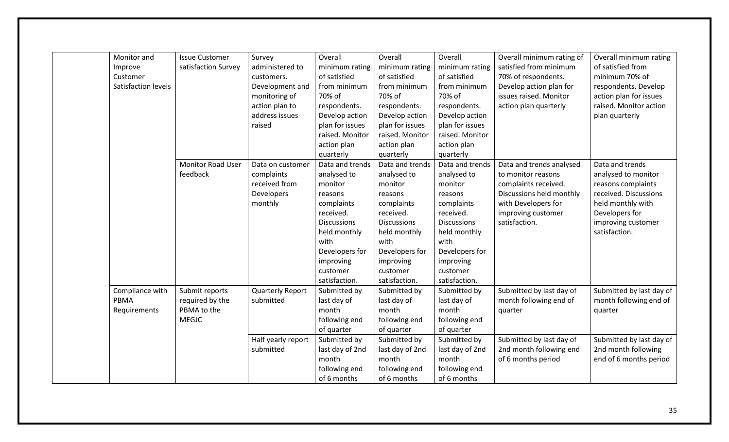| | | | | | | | | |
|---|---|---|---|---|---|---|---|---|
| | Monitor and Improve Customer Satisfaction levels | Issue Customer satisfaction Survey | Survey administered to customers. Development and monitoring of action plan to address issues raised | Overall minimum rating of satisfied from minimum 70% of respondents. Develop action plan for issues raised. Monitor action plan quarterly | Overall minimum rating of satisfied from minimum 70% of respondents. Develop action plan for issues raised. Monitor action plan quarterly | Overall minimum rating of satisfied from minimum 70% of respondents. Develop action plan for issues raised. Monitor action plan quarterly | Overall minimum rating of satisfied from minimum 70% of respondents. Develop action plan for issues raised. Monitor action plan quarterly | Overall minimum rating of satisfied from minimum 70% of respondents. Develop action plan for issues raised. Monitor action plan quarterly |
| | | Monitor Road User feedback | Data on customer complaints received from Developers monthly | Data and trends analysed to monitor reasons complaints received. Discussions held monthly with Developers for improving customer satisfaction. | Data and trends analysed to monitor reasons complaints received. Discussions held monthly with Developers for improving customer satisfaction. | Data and trends analysed to monitor reasons complaints received. Discussions held monthly with Developers for improving customer satisfaction. | Data and trends analysed to monitor reasons complaints received. Discussions held monthly with Developers for improving customer satisfaction. | Data and trends analysed to monitor reasons complaints received. Discussions held monthly with Developers for improving customer satisfaction. |
| | Compliance with PBMA Requirements | Submit reports required by the PBMA to the MEGJC | Quarterly Report submitted | Submitted by last day of month following end of quarter | Submitted by last day of month following end of quarter | Submitted by last day of month following end of quarter | Submitted by last day of month following end of quarter | Submitted by last day of month following end of quarter |
| | | | Half yearly report submitted | Submitted by last day of 2nd month following end of 6 months | Submitted by last day of 2nd month following end of 6 months | Submitted by last day of 2nd month following end of 6 months | Submitted by last day of 2nd month following end of 6 months period | Submitted by last day of 2nd month following end of 6 months period |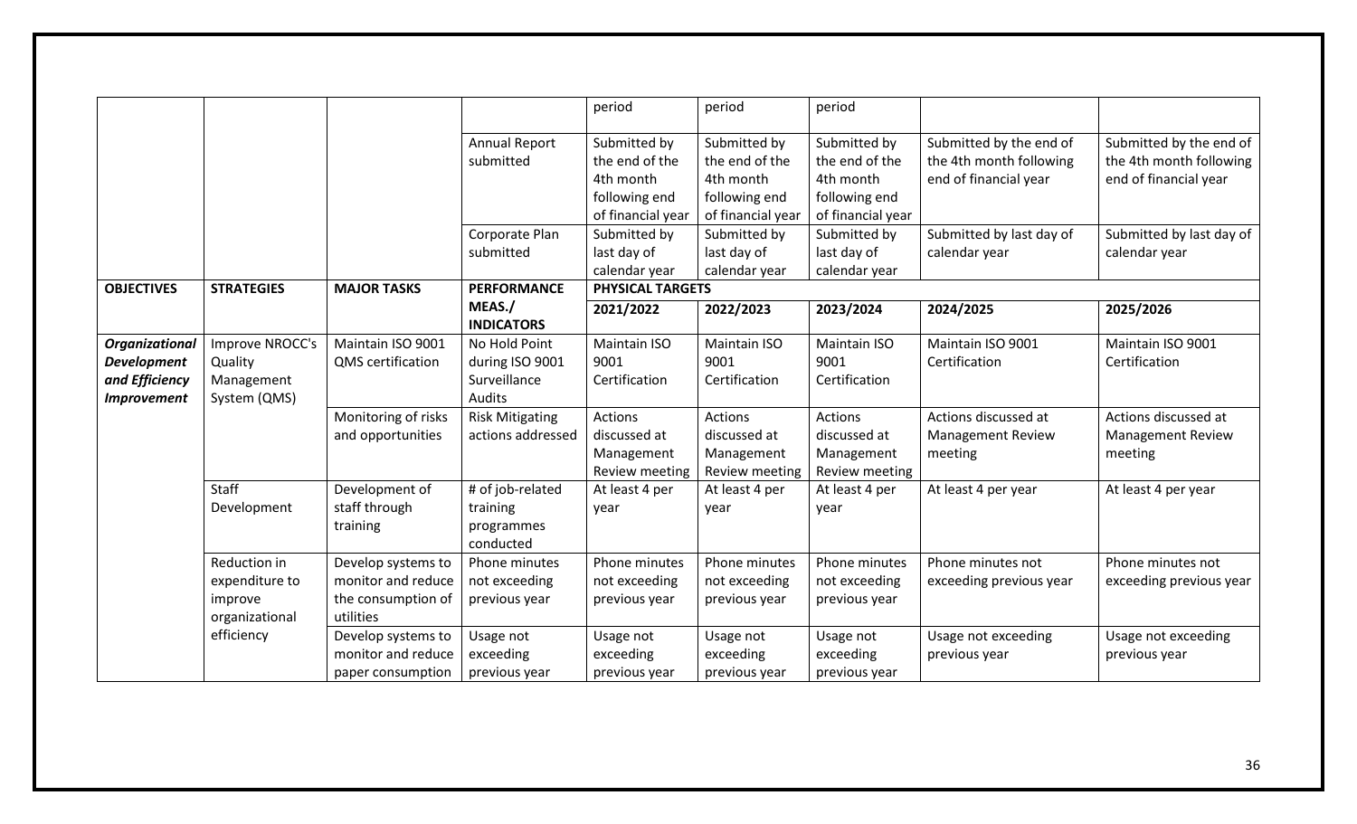| | | | | period | period | period | | |
|---|---|---|---|---|---|---|---|---|
| | | | Annual Report submitted | Submitted by the end of the 4th month following end of financial year | Submitted by the end of the 4th month following end of financial year | Submitted by the end of the 4th month following end of financial year | Submitted by the end of the 4th month following end of financial year | Submitted by the end of the 4th month following end of financial year |
| | | | Corporate Plan submitted | Submitted by last day of calendar year | Submitted by last day of calendar year | Submitted by last day of calendar year | Submitted by last day of calendar year | Submitted by last day of calendar year |
| **OBJECTIVES** | **STRATEGIES** | **MAJOR TASKS** | **PERFORMANCE MEAS./ INDICATORS** | **PHYSICAL TARGETS** | | | | |
| | | | | **2021/2022** | **2022/2023** | **2023/2024** | **2024/2025** | **2025/2026** |
| ***Organizational Development and Efficiency Improvement*** | Improve NROCC's Quality Management System (QMS) | Maintain ISO 9001 QMS certification | No Hold Point during ISO 9001 Surveillance Audits | Maintain ISO 9001 Certification | Maintain ISO 9001 Certification | Maintain ISO 9001 Certification | Maintain ISO 9001 Certification | Maintain ISO 9001 Certification |
| | | Monitoring of risks and opportunities | Risk Mitigating actions addressed | Actions discussed at Management Review meeting | Actions discussed at Management Review meeting | Actions discussed at Management Review meeting | Actions discussed at Management Review meeting | Actions discussed at Management Review meeting |
| | Staff Development | Development of staff through training | # of job-related training programmes conducted | At least 4 per year | At least 4 per year | At least 4 per year | At least 4 per year | At least 4 per year |
| | Reduction in expenditure to improve organizational efficiency | Develop systems to monitor and reduce the consumption of utilities | Phone minutes not exceeding previous year | Phone minutes not exceeding previous year | Phone minutes not exceeding previous year | Phone minutes not exceeding previous year | Phone minutes not exceeding previous year | Phone minutes not exceeding previous year |
| | | Develop systems to monitor and reduce paper consumption | Usage not exceeding previous year | Usage not exceeding previous year | Usage not exceeding previous year | Usage not exceeding previous year | Usage not exceeding previous year | Usage not exceeding previous year |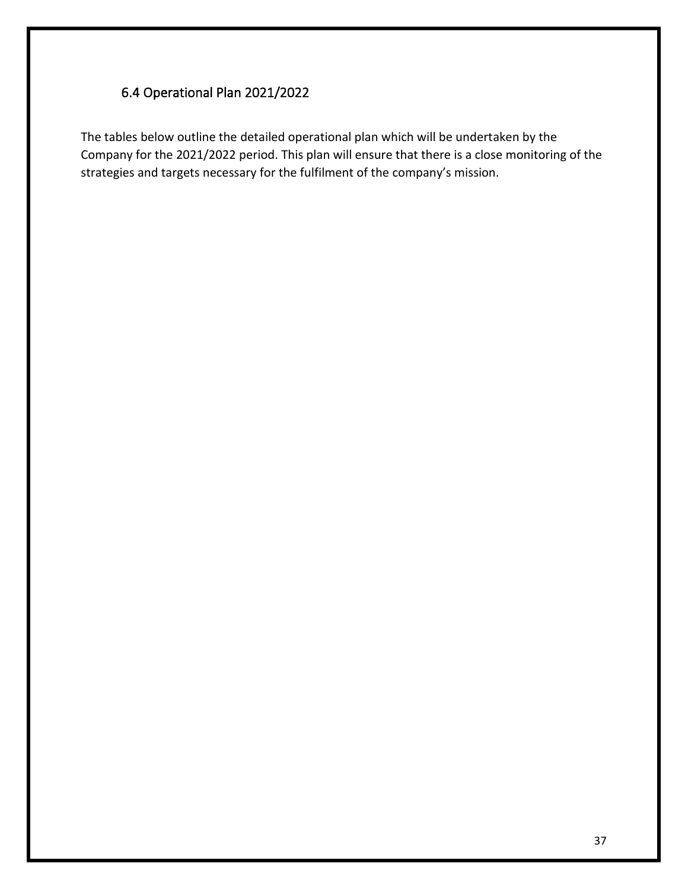## 6.4 Operational Plan 2021/2022

The tables below outline the detailed operational plan which will be undertaken by the Company for the 2021/2022 period. This plan will ensure that there is a close monitoring of the strategies and targets necessary for the fulfilment of the company's mission.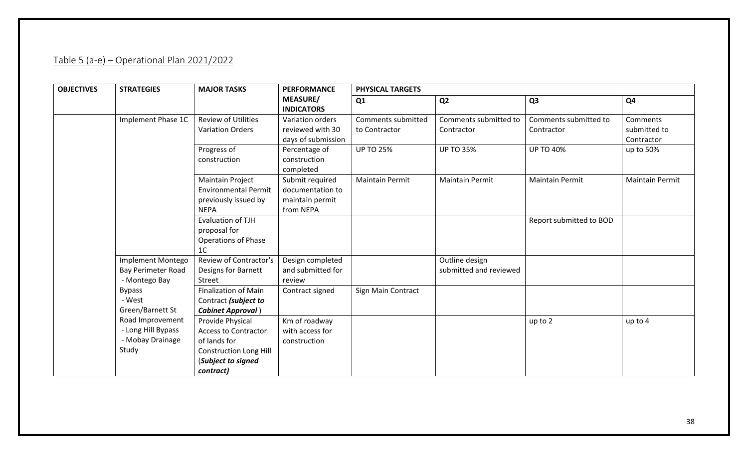Table 5 (a-e) – Operational Plan 2021/2022

| OBJECTIVES | STRATEGIES | MAJOR TASKS | PERFORMANCE MEASURE/ INDICATORS | PHYSICAL TARGETS | | | |
|---|---|---|---|---|---|---|---|
| | | | | Q1 | Q2 | Q3 | Q4 |
| | Implement Phase 1C | Review of Utilities Variation Orders | Variation orders reviewed with 30 days of submission | Comments submitted to Contractor | Comments submitted to Contractor | Comments submitted to Contractor | Comments submitted to Contractor |
| | | Progress of construction | Percentage of construction completed | UP TO 25% | UP TO 35% | UP TO 40% | up to 50% |
| | | Maintain Project Environmental Permit previously issued by NEPA | Submit required documentation to maintain permit from NEPA | Maintain Permit | Maintain Permit | Maintain Permit | Maintain Permit |
| | | Evaluation of TJH proposal for Operations of Phase 1C | | | | Report submitted to BOD | |
| | Implement Montego Bay Perimeter Road - Montego Bay Bypass - West Green/Barnett St Road Improvement - Long Hill Bypass - Mobay Drainage Study | Review of Contractor's Designs for Barnett Street | Design completed and submitted for review | | Outline design submitted and reviewed | | |
| | | Finalization of Main Contract ***(subject to Cabinet Approval*** ) | Contract signed | Sign Main Contract | | | |
| | | Provide Physical Access to Contractor of lands for Construction Long Hill (***Subject to signed contract)*** | Km of roadway with access for construction | | | up to 2 | up to 4 |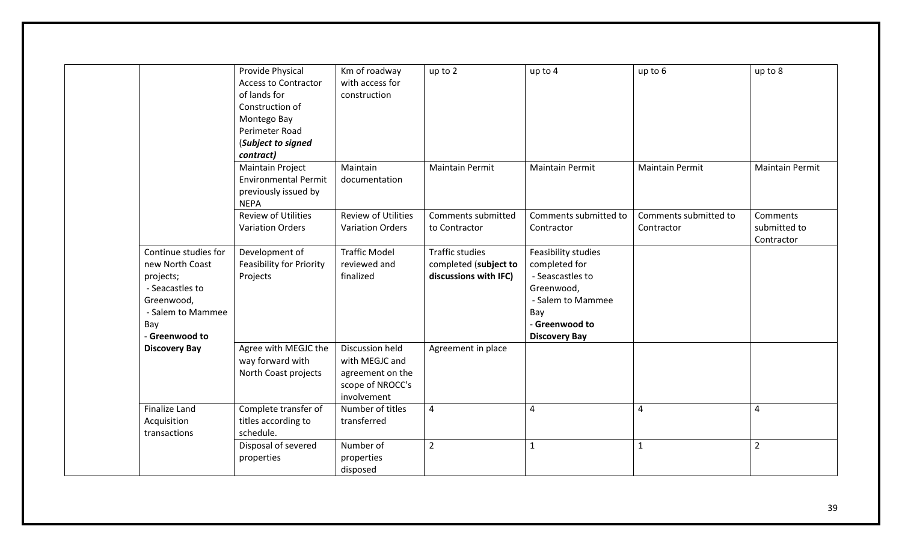| | | | | | | | |
|---|---|---|---|---|---|---|---|
| | | Provide Physical Access to Contractor of lands for Construction of Montego Bay Perimeter Road (***Subject to signed contract)*** | Km of roadway with access for construction | up to 2 | up to 4 | up to 6 | up to 8 |
| | | Maintain Project Environmental Permit previously issued by NEPA | Maintain documentation | Maintain Permit | Maintain Permit | Maintain Permit | Maintain Permit |
| | | Review of Utilities Variation Orders | Review of Utilities Variation Orders | Comments submitted to Contractor | Comments submitted to Contractor | Comments submitted to Contractor | Comments submitted to Contractor |
| | Continue studies for new North Coast projects; - Seacastles to Greenwood, - Salem to Mammee Bay - **Greenwood to Discovery Bay** | Development of Feasibility for Priority Projects | Traffic Model reviewed and finalized | Traffic studies completed (**subject to discussions with IFC)** | Feasibility studies completed for - Seacastles to Greenwood, - Salem to Mammee Bay - **Greenwood to Discovery Bay** | | |
| | | Agree with MEGJC the way forward with North Coast projects | Discussion held with MEGJC and agreement on the scope of NROCC's involvement | Agreement in place | | | |
| | Finalize Land Acquisition transactions | Complete transfer of titles according to schedule. | Number of titles transferred | 4 | 4 | 4 | 4 |
| | | Disposal of severed properties | Number of properties disposed | 2 | 1 | 1 | 2 |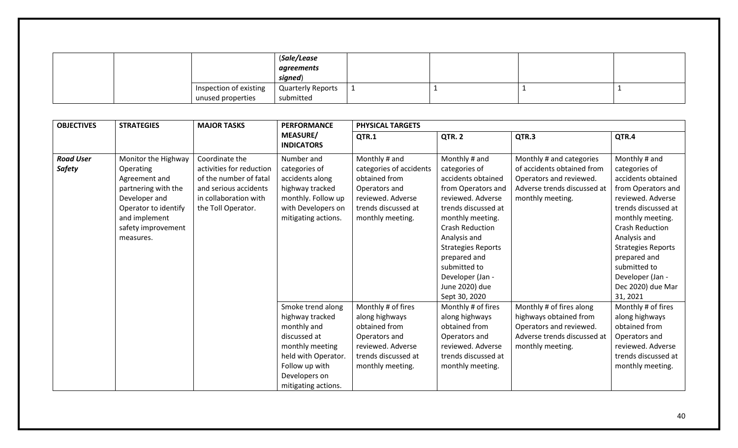| | | | (***Sale/Lease agreements signed***) | | | | |
|---|---|---|---|---|---|---|---|
| | | Inspection of existing unused properties | Quarterly Reports submitted | 1 | 1 | 1 | 1 |

| OBJECTIVES | STRATEGIES | MAJOR TASKS | PERFORMANCE MEASURE/ INDICATORS | PHYSICAL TARGETS | | | |
|---|---|---|---|---|---|---|---|
| | | | | QTR.1 | QTR. 2 | QTR.3 | QTR.4 |
| ***Road User Safety*** | Monitor the Highway Operating Agreement and partnering with the Developer and Operator to identify and implement safety improvement measures. | Coordinate the activities for reduction of the number of fatal and serious accidents in collaboration with the Toll Operator. | Number and categories of accidents along highway tracked monthly. Follow up with Developers on mitigating actions. | Monthly # and categories of accidents obtained from Operators and reviewed. Adverse trends discussed at monthly meeting. | Monthly # and categories of accidents obtained from Operators and reviewed. Adverse trends discussed at monthly meeting. Crash Reduction Analysis and Strategies Reports prepared and submitted to Developer (Jan - June 2020) due Sept 30, 2020 | Monthly # and categories of accidents obtained from Operators and reviewed. Adverse trends discussed at monthly meeting. | Monthly # and categories of accidents obtained from Operators and reviewed. Adverse trends discussed at monthly meeting. Crash Reduction Analysis and Strategies Reports prepared and submitted to Developer (Jan - Dec 2020) due Mar 31, 2021 |
| | | | Smoke trend along highway tracked monthly and discussed at monthly meeting held with Operator. Follow up with Developers on mitigating actions. | Monthly # of fires along highways obtained from Operators and reviewed. Adverse trends discussed at monthly meeting. | Monthly # of fires along highways obtained from Operators and reviewed. Adverse trends discussed at monthly meeting. | Monthly # of fires along highways obtained from Operators and reviewed. Adverse trends discussed at monthly meeting. | Monthly # of fires along highways obtained from Operators and reviewed. Adverse trends discussed at monthly meeting. |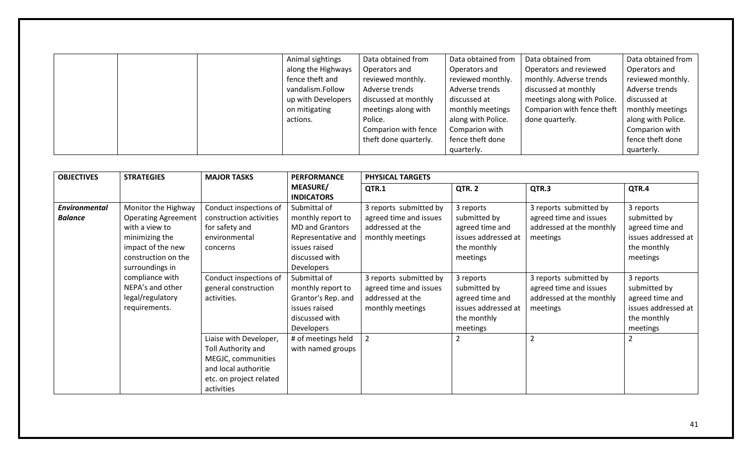|  |  |  | Animal sightings along the Highways fence theft and vandalism.Follow up with Developers on mitigating actions. | Data obtained from Operators and reviewed monthly. Adverse trends discussed at monthly meetings along with Police. Comparion with fence theft done quarterly. | Data obtained from Operators and reviewed monthly. Adverse trends discussed at monthly meetings along with Police. Comparion with fence theft done quarterly. | Data obtained from Operators and reviewed monthly. Adverse trends discussed at monthly meetings along with Police. Comparion with fence theft done quarterly. | Data obtained from Operators and reviewed monthly. Adverse trends discussed at monthly meetings along with Police. Comparion with fence theft done quarterly. |
|---|---|---|---|---|---|---|---|

| **OBJECTIVES** | **STRATEGIES** | **MAJOR TASKS** | **PERFORMANCE MEASURE/ INDICATORS** | **PHYSICAL TARGETS** | | | |
|---|---|---|---|---|---|---|---|
| | | | | **QTR.1** | **QTR. 2** | **QTR.3** | **QTR.4** |
| ***Environmental Balance*** | Monitor the Highway Operating Agreement with a view to minimizing the impact of the new construction on the surroundings in compliance with NEPA's and other legal/regulatory requirements. | Conduct inspections of construction activities for safety and environmental concerns | Submittal of monthly report to MD and Grantors Representative and issues raised discussed with Developers | 3 reports submitted by agreed time and issues addressed at the monthly meetings | 3 reports submitted by agreed time and issues addressed at the monthly meetings | 3 reports submitted by agreed time and issues addressed at the monthly meetings | 3 reports submitted by agreed time and issues addressed at the monthly meetings |
| | | Conduct inspections of general construction activities. | Submittal of monthly report to Grantor's Rep. and issues raised discussed with Developers | 3 reports submitted by agreed time and issues addressed at the monthly meetings | 3 reports submitted by agreed time and issues addressed at the monthly meetings | 3 reports submitted by agreed time and issues addressed at the monthly meetings | 3 reports submitted by agreed time and issues addressed at the monthly meetings |
| | | Liaise with Developer, Toll Authority and MEGJC, communities and local authoritie etc. on project related activities | # of meetings held with named groups | 2 | 2 | 2 | 2 |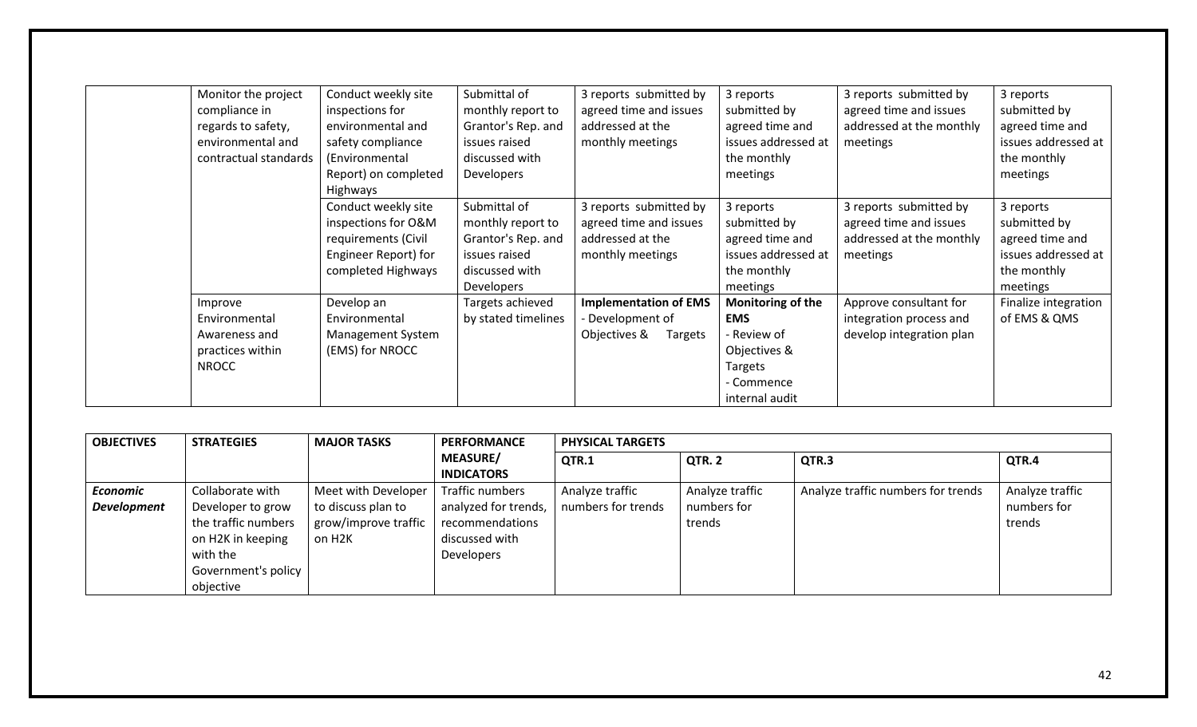| | | | | | | | |
|---|---|---|---|---|---|---|---|
| | Monitor the project compliance in regards to safety, environmental and contractual standards | Conduct weekly site inspections for environmental and safety compliance (Environmental Report) on completed Highways | Submittal of monthly report to Grantor's Rep. and issues raised discussed with Developers | 3 reports submitted by agreed time and issues addressed at the monthly meetings | 3 reports submitted by agreed time and issues addressed at the monthly meetings | 3 reports submitted by agreed time and issues addressed at the monthly meetings | 3 reports submitted by agreed time and issues addressed at the monthly meetings |
| | | Conduct weekly site inspections for O&M requirements (Civil Engineer Report) for completed Highways | Submittal of monthly report to Grantor's Rep. and issues raised discussed with Developers | 3 reports submitted by agreed time and issues addressed at the monthly meetings | 3 reports submitted by agreed time and issues addressed at the monthly meetings | 3 reports submitted by agreed time and issues addressed at the monthly meetings | 3 reports submitted by agreed time and issues addressed at the monthly meetings |
| | Improve Environmental Awareness and practices within NROCC | Develop an Environmental Management System (EMS) for NROCC | Targets achieved by stated timelines | **Implementation of EMS** - Development of Objectives & Targets | **Monitoring of the EMS** - Review of Objectives & Targets - Commence internal audit | Approve consultant for integration process and develop integration plan | Finalize integration of EMS & QMS |

| OBJECTIVES | STRATEGIES | MAJOR TASKS | PERFORMANCE MEASURE/ INDICATORS | PHYSICAL TARGETS | | | |
|---|---|---|---|---|---|---|---|
| | | | | QTR.1 | QTR. 2 | QTR.3 | QTR.4 |
| ***Economic Development*** | Collaborate with Developer to grow the traffic numbers on H2K in keeping with the Government's policy objective | Meet with Developer to discuss plan to grow/improve traffic on H2K | Traffic numbers analyzed for trends, recommendations discussed with Developers | Analyze traffic numbers for trends | Analyze traffic numbers for trends | Analyze traffic numbers for trends | Analyze traffic numbers for trends |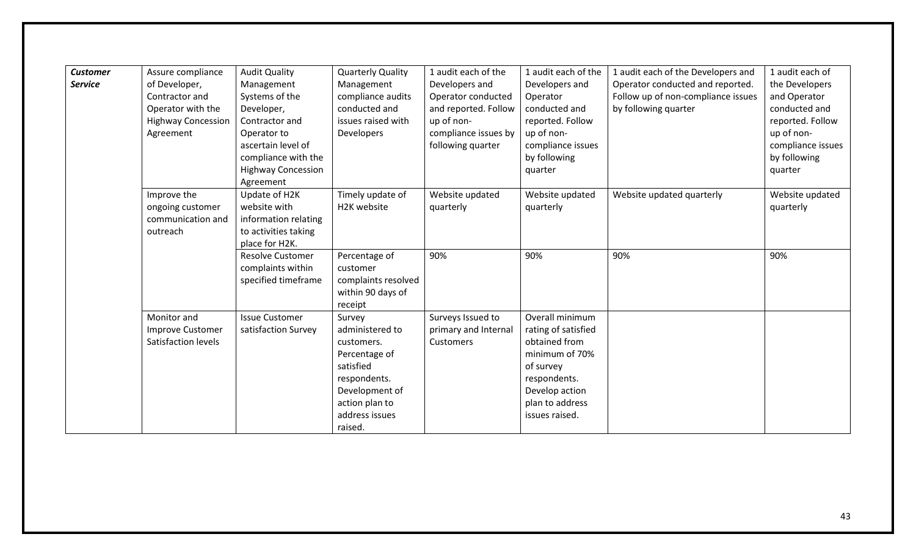| | | | | | | | |
|---|---|---|---|---|---|---|---|
| ***Customer Service*** | Assure compliance of Developer, Contractor and Operator with the Highway Concession Agreement | Audit Quality Management Systems of the Developer, Contractor and Operator to ascertain level of compliance with the Highway Concession Agreement | Quarterly Quality Management compliance audits conducted and issues raised with Developers | 1 audit each of the Developers and Operator conducted and reported. Follow up of non-compliance issues by following quarter | 1 audit each of the Developers and Operator conducted and reported. Follow up of non-compliance issues by following quarter | 1 audit each of the Developers and Operator conducted and reported. Follow up of non-compliance issues by following quarter | 1 audit each of the Developers and Operator conducted and reported. Follow up of non-compliance issues by following quarter |
| | Improve the ongoing customer communication and outreach | Update of H2K website with information relating to activities taking place for H2K. | Timely update of H2K website | Website updated quarterly | Website updated quarterly | Website updated quarterly | Website updated quarterly |
| | | Resolve Customer complaints within specified timeframe | Percentage of customer complaints resolved within 90 days of receipt | 90% | 90% | 90% | 90% |
| | Monitor and Improve Customer Satisfaction levels | Issue Customer satisfaction Survey | Survey administered to customers. Percentage of satisfied respondents. Development of action plan to address issues raised. | Surveys Issued to primary and Internal Customers | Overall minimum rating of satisfied obtained from minimum of 70% of survey respondents. Develop action plan to address issues raised. | | |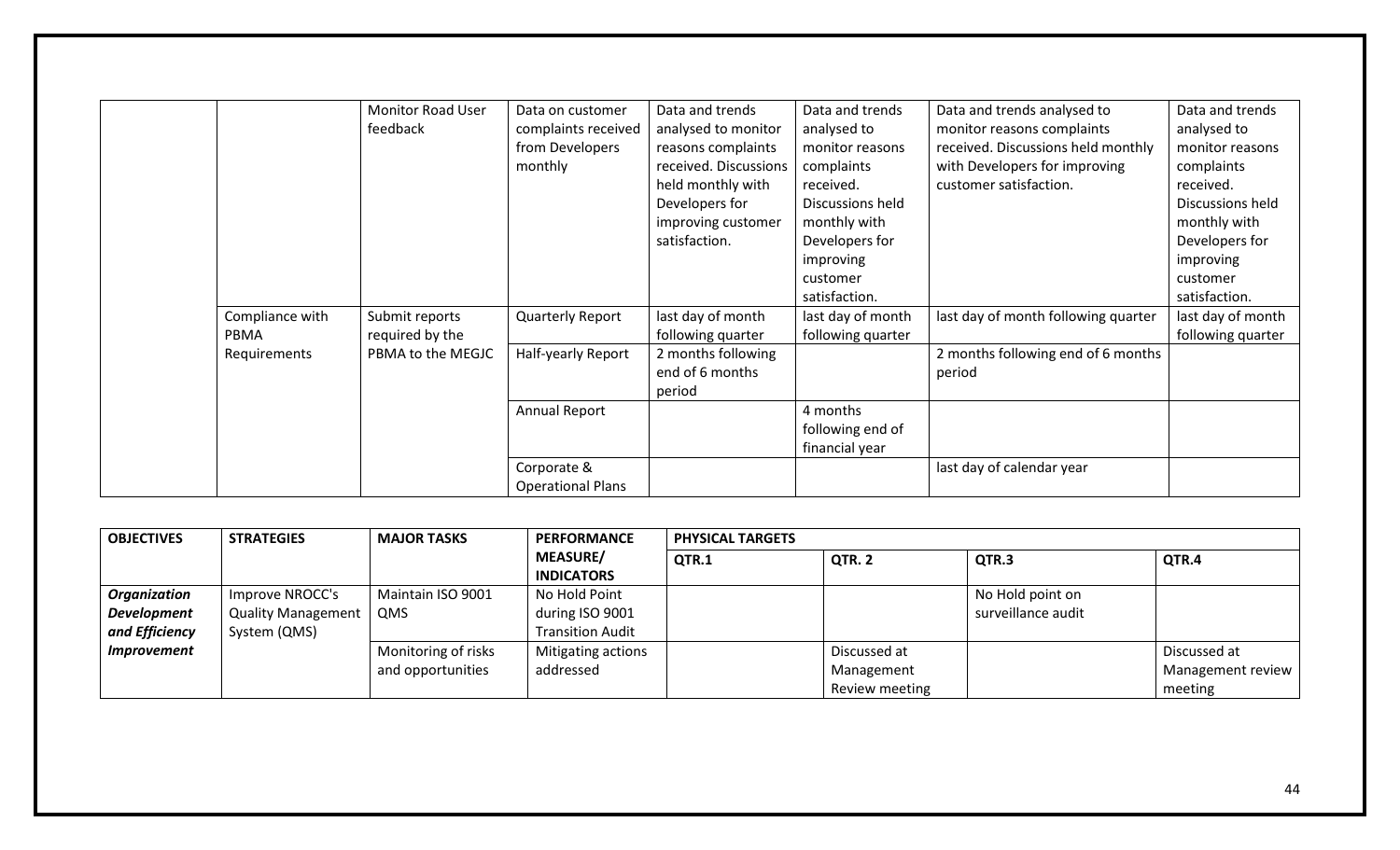| | | | | | | | |
|---|---|---|---|---|---|---|---|
| | | Monitor Road User feedback | Data on customer complaints received from Developers monthly | Data and trends analysed to monitor reasons complaints received. Discussions held monthly with Developers for improving customer satisfaction. | Data and trends analysed to monitor reasons complaints received. Discussions held monthly with Developers for improving customer satisfaction. | Data and trends analysed to monitor reasons complaints received. Discussions held monthly with Developers for improving customer satisfaction. | Data and trends analysed to monitor reasons complaints received. Discussions held monthly with Developers for improving customer satisfaction. |
| | Compliance with PBMA Requirements | Submit reports required by the PBMA to the MEGJC | Quarterly Report | last day of month following quarter | last day of month following quarter | last day of month following quarter | last day of month following quarter |
| | | | Half-yearly Report | 2 months following end of 6 months period | | 2 months following end of 6 months period | |
| | | | Annual Report | | 4 months following end of financial year | | |
| | | | Corporate & Operational Plans | | | last day of calendar year | |

| OBJECTIVES | STRATEGIES | MAJOR TASKS | PERFORMANCE MEASURE/ INDICATORS | PHYSICAL TARGETS | | | |
|---|---|---|---|---|---|---|---|
| | | | | QTR.1 | QTR. 2 | QTR.3 | QTR.4 |
| ***Organization Development and Efficiency Improvement*** | Improve NROCC's Quality Management System (QMS) | Maintain ISO 9001 QMS | No Hold Point during ISO 9001 Transition Audit | | | No Hold point on surveillance audit | |
| | | Monitoring of risks and opportunities | Mitigating actions addressed | | Discussed at Management Review meeting | | Discussed at Management review meeting |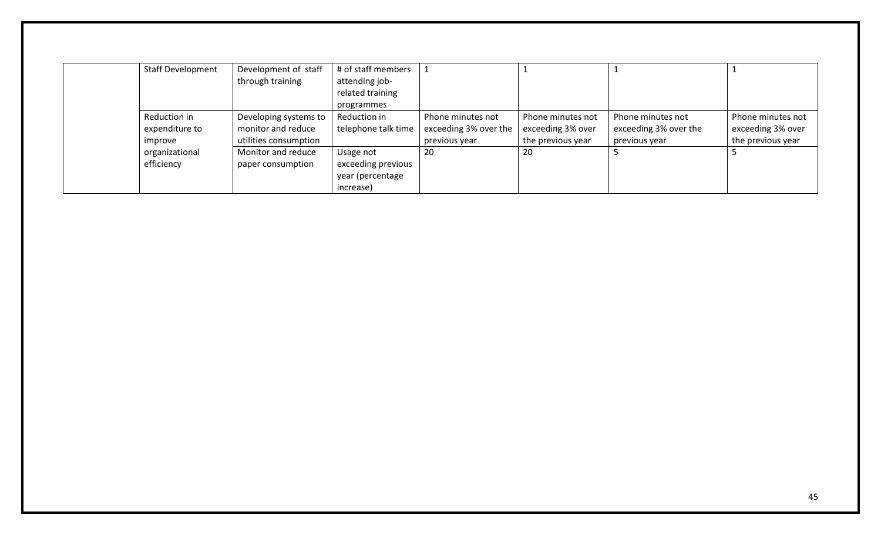| | | | | | | | |
|---|---|---|---|---|---|---|---|
| | Staff Development | Development of staff through training | # of staff members attending job-related training programmes | 1 | 1 | 1 | 1 |
| | Reduction in expenditure to improve organizational efficiency | Developing systems to monitor and reduce utilities consumption | Reduction in telephone talk time | Phone minutes not exceeding 3% over the previous year | Phone minutes not exceeding 3% over the previous year | Phone minutes not exceeding 3% over the previous year | Phone minutes not exceeding 3% over the previous year |
| | | Monitor and reduce paper consumption | Usage not exceeding previous year (percentage increase) | 20 | 20 | 5 | 5 |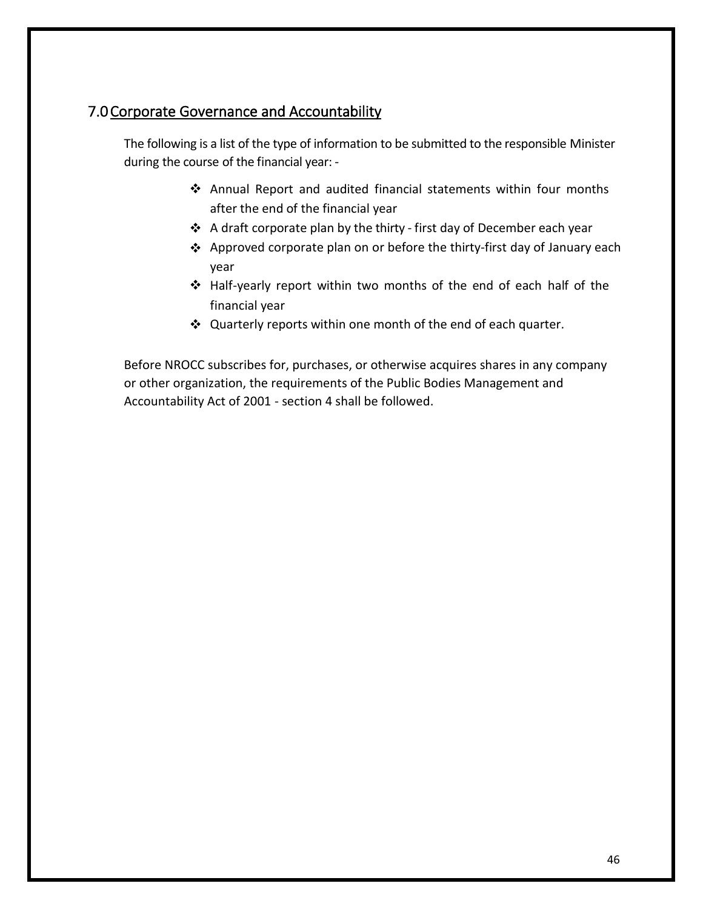## 7.0 Corporate Governance and Accountability

The following is a list of the type of information to be submitted to the responsible Minister during the course of the financial year: -

- Annual Report and audited financial statements within four months after the end of the financial year
- A draft corporate plan by the thirty - first day of December each year
- Approved corporate plan on or before the thirty-first day of January each year
- Half-yearly report within two months of the end of each half of the financial year
- Quarterly reports within one month of the end of each quarter.

Before NROCC subscribes for, purchases, or otherwise acquires shares in any company or other organization, the requirements of the Public Bodies Management and Accountability Act of 2001 - section 4 shall be followed.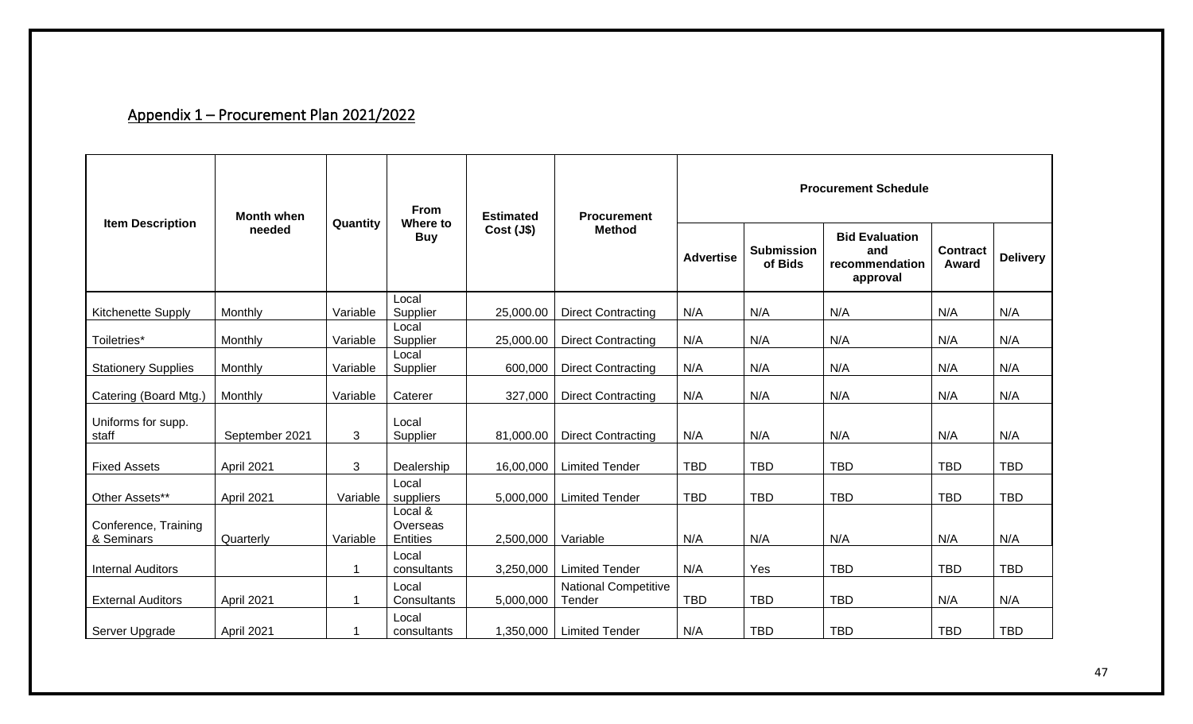## Appendix 1 – Procurement Plan 2021/2022

| Item Description | Month when needed | Quantity | From Where to Buy | Estimated Cost (J$) | Procurement Method | Procurement Schedule | | | | |
|---|---|---|---|---|---|---|---|---|---|---|
| | | | | | | Advertise | Submission of Bids | Bid Evaluation and recommendation approval | Contract Award | Delivery |
| Kitchenette Supply | Monthly | Variable | Local Supplier | 25,000.00 | Direct Contracting | N/A | N/A | N/A | N/A | N/A |
| Toiletries* | Monthly | Variable | Local Supplier | 25,000.00 | Direct Contracting | N/A | N/A | N/A | N/A | N/A |
| Stationery Supplies | Monthly | Variable | Local Supplier | 600,000 | Direct Contracting | N/A | N/A | N/A | N/A | N/A |
| Catering (Board Mtg.) | Monthly | Variable | Caterer | 327,000 | Direct Contracting | N/A | N/A | N/A | N/A | N/A |
| Uniforms for supp. staff | September 2021 | 3 | Local Supplier | 81,000.00 | Direct Contracting | N/A | N/A | N/A | N/A | N/A |
| Fixed Assets | April 2021 | 3 | Dealership | 16,00,000 | Limited Tender | TBD | TBD | TBD | TBD | TBD |
| Other Assets** | April 2021 | Variable | Local suppliers | 5,000,000 | Limited Tender | TBD | TBD | TBD | TBD | TBD |
| Conference, Training & Seminars | Quarterly | Variable | Local & Overseas Entities | 2,500,000 | Variable | N/A | N/A | N/A | N/A | N/A |
| Internal Auditors | | 1 | Local consultants | 3,250,000 | Limited Tender | N/A | Yes | TBD | TBD | TBD |
| External Auditors | April 2021 | 1 | Local Consultants | 5,000,000 | National Competitive Tender | TBD | TBD | TBD | N/A | N/A |
| Server Upgrade | April 2021 | 1 | Local consultants | 1,350,000 | Limited Tender | N/A | TBD | TBD | TBD | TBD |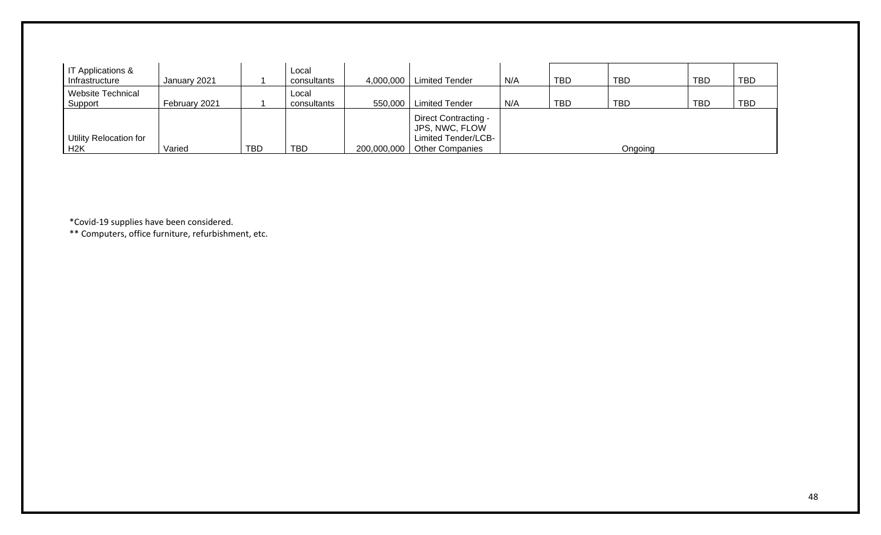| | | | | | | | | | | |
|---|---|---|---|---|---|---|---|---|---|---|
| IT Applications & Infrastructure | January 2021 | 1 | Local consultants | 4,000,000 | Limited Tender | N/A | TBD | TBD | TBD | TBD |
| Website Technical Support | February 2021 | 1 | Local consultants | 550,000 | Limited Tender | N/A | TBD | TBD | TBD | TBD |
| Utility Relocation for H2K | Varied | TBD | TBD | 200,000,000 | Direct Contracting - JPS, NWC, FLOW Limited Tender/LCB-Other Companies | Ongoing | | | | |

*Covid-19 supplies have been considered.

** Computers, office furniture, refurbishment, etc.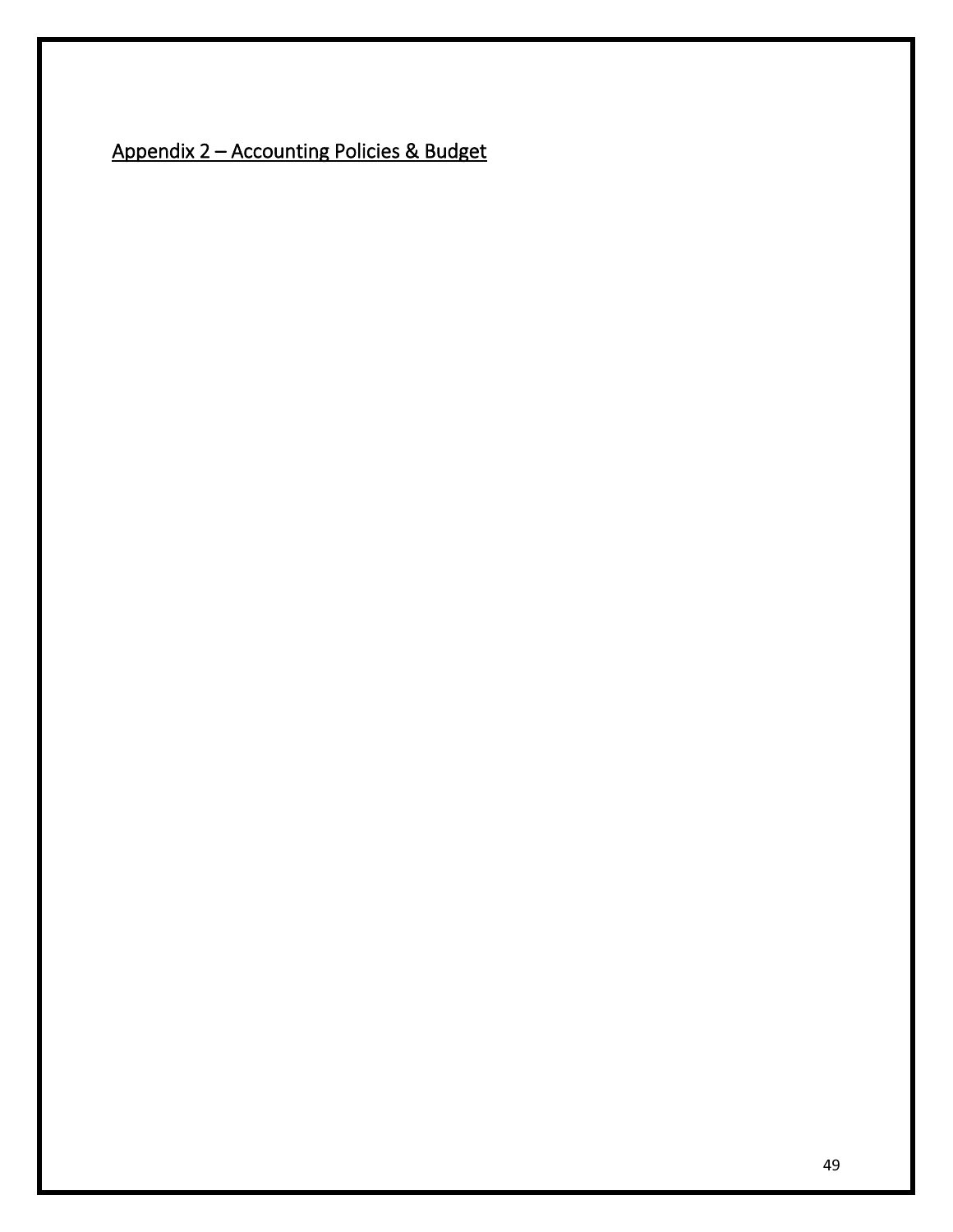Appendix 2 – Accounting Policies & Budget